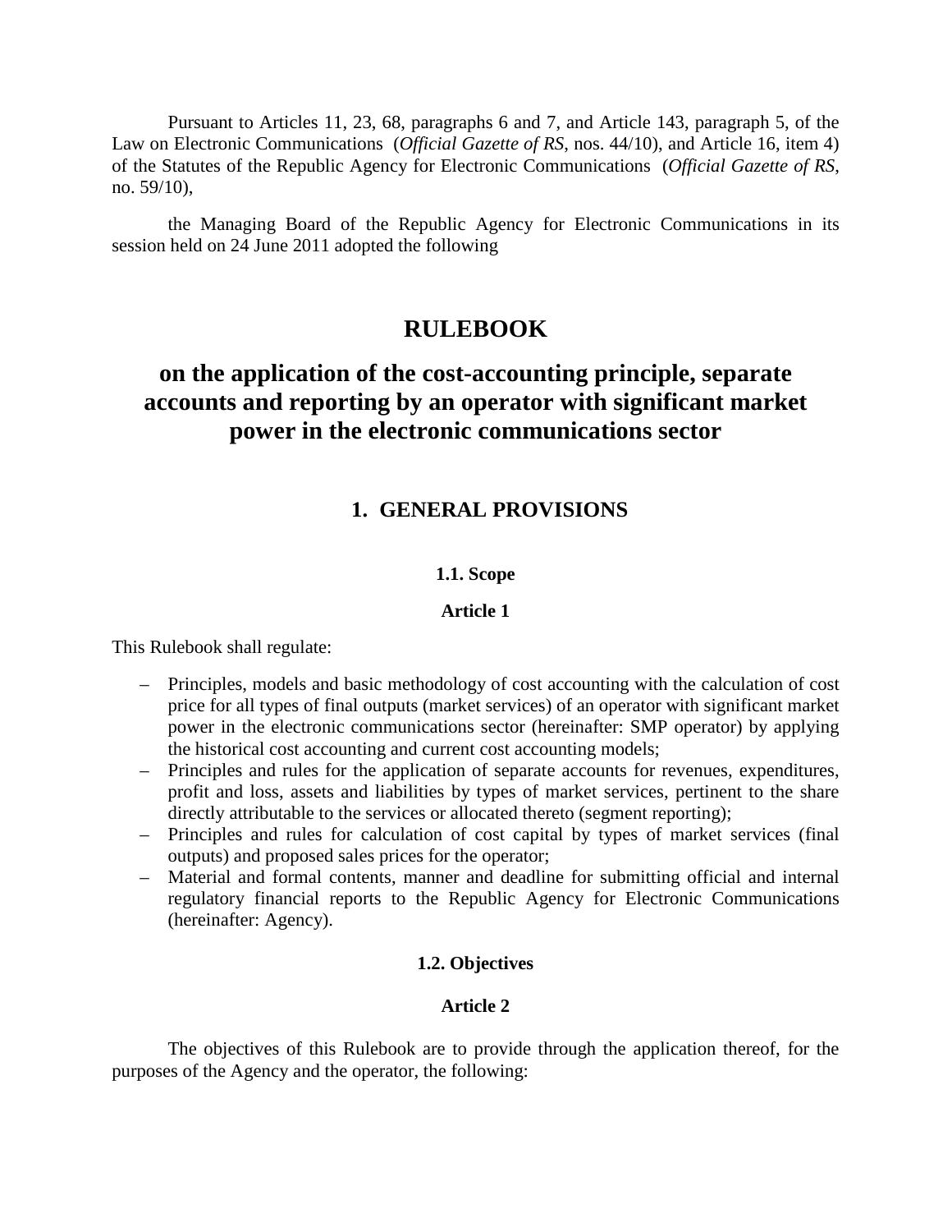Pursuant to Articles 11, 23, 68, paragraphs 6 and 7, and Article 143, paragraph 5, of the Law on Electronic Communications (*Official Gazette of RS*, nos. 44/10), and Article 16, item 4) of the Statutes of the Republic Agency for Electronic Communications (*Official Gazette of RS*, no. 59/10),

the Managing Board of the Republic Agency for Electronic Communications in its session held on 24 June 2011 adopted the following

# RULEBOOK

# on the application of the cost-accounting principle, separate accounts and reporting by an operator with significant market power in the electronic communications sector

## 1. GENERAL PROVISIONS

### 1.1. Scope

### Article 1

This Rulebook shall regulate:

- Principles, models and basic methodology of cost accounting with the calculation of cost price for all types of final outputs (market services) of an operator with significant market power in the electronic communications sector (hereinafter: SMP operator) by applying the historical cost accounting and current cost accounting models;
- Principles and rules for the application of separate accounts for revenues, expenditures, profit and loss, assets and liabilities by types of market services, pertinent to the share directly attributable to the services or allocated thereto (segment reporting);
- Principles and rules for calculation of cost capital by types of market services (final outputs) and proposed sales prices for the operator;
- Material and formal contents, manner and deadline for submitting official and internal regulatory financial reports to the Republic Agency for Electronic Communications (hereinafter: Agency).

### 1.2. Objectives

### Article 2

The objectives of this Rulebook are to provide through the application thereof, for the purposes of the Agency and the operator, the following: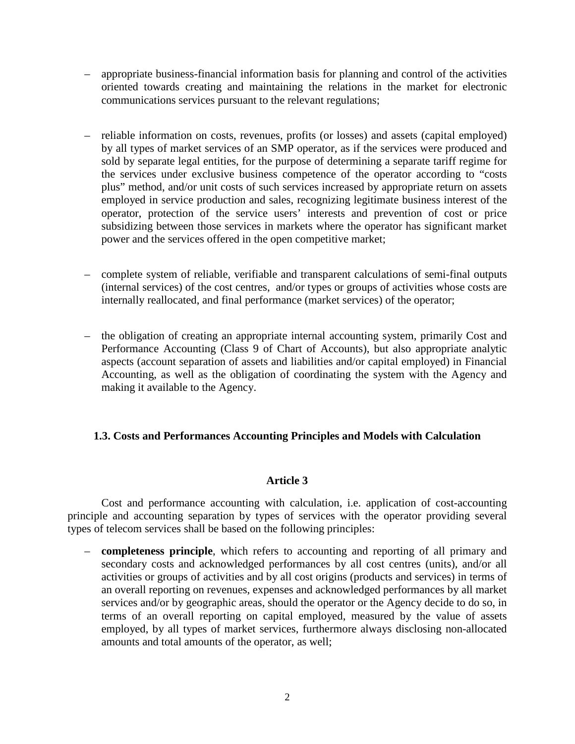– appropriate business-financial information basis for planning and control of the activities oriented towards creating and maintaining the relations in the market for electronic communications services pursuant to the relevant regulations;

– reliable information on costs, revenues, profits (or losses) and assets (capital employed) by all types of market services of an SMP operator, as if the services were produced and sold by separate legal entities, for the purpose of determining a separate tariff regime for the services under exclusive business competence of the operator according to "costs plus" method, and/or unit costs of such services increased by appropriate return on assets employed in service production and sales, recognizing legitimate business interest of the operator, protection of the service users' interests and prevention of cost or price subsidizing between those services in markets where the operator has significant market power and the services offered in the open competitive market;

– complete system of reliable, verifiable and transparent calculations of semi-final outputs (internal services) of the cost centres, and/or types or groups of activities whose costs are internally reallocated, and final performance (market services) of the operator;

– the obligation of creating an appropriate internal accounting system, primarily Cost and Performance Accounting (Class 9 of Chart of Accounts), but also appropriate analytic aspects (account separation of assets and liabilities and/or capital employed) in Financial Accounting, as well as the obligation of coordinating the system with the Agency and making it available to the Agency.

### 1.3. Costs and Performances Accounting Principles and Models with Calculation

#### Article 3

Cost and performance accounting with calculation, i.e. application of cost-accounting principle and accounting separation by types of services with the operator providing several types of telecom services shall be based on the following principles:

– **completeness principle**, which refers to accounting and reporting of all primary and secondary costs and acknowledged performances by all cost centres (units), and/or all activities or groups of activities and by all cost origins (products and services) in terms of an overall reporting on revenues, expenses and acknowledged performances by all market services and/or by geographic areas, should the operator or the Agency decide to do so, in terms of an overall reporting on capital employed, measured by the value of assets employed, by all types of market services, furthermore always disclosing non-allocated amounts and total amounts of the operator, as well;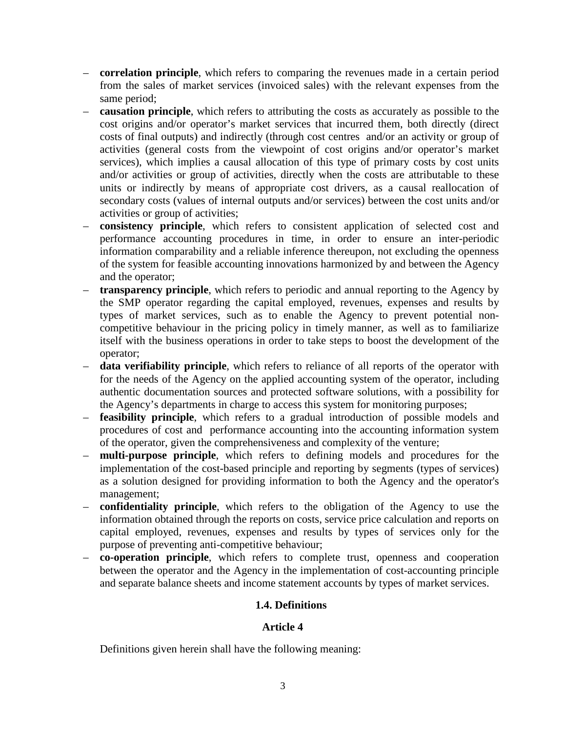- **correlation principle**, which refers to comparing the revenues made in a certain period from the sales of market services (invoiced sales) with the relevant expenses from the same period;
- **causation principle**, which refers to attributing the costs as accurately as possible to the cost origins and/or operator's market services that incurred them, both directly (direct costs of final outputs) and indirectly (through cost centres and/or an activity or group of activities (general costs from the viewpoint of cost origins and/or operator's market services), which implies a causal allocation of this type of primary costs by cost units and/or activities or group of activities, directly when the costs are attributable to these units or indirectly by means of appropriate cost drivers, as a causal reallocation of secondary costs (values of internal outputs and/or services) between the cost units and/or activities or group of activities;
- **consistency principle**, which refers to consistent application of selected cost and performance accounting procedures in time, in order to ensure an inter-periodic information comparability and a reliable inference thereupon, not excluding the openness of the system for feasible accounting innovations harmonized by and between the Agency and the operator;
- **transparency principle**, which refers to periodic and annual reporting to the Agency by the SMP operator regarding the capital employed, revenues, expenses and results by types of market services, such as to enable the Agency to prevent potential non-competitive behaviour in the pricing policy in timely manner, as well as to familiarize itself with the business operations in order to take steps to boost the development of the operator;
- **data verifiability principle**, which refers to reliance of all reports of the operator with for the needs of the Agency on the applied accounting system of the operator, including authentic documentation sources and protected software solutions, with a possibility for the Agency's departments in charge to access this system for monitoring purposes;
- **feasibility principle**, which refers to a gradual introduction of possible models and procedures of cost and performance accounting into the accounting information system of the operator, given the comprehensiveness and complexity of the venture;
- **multi-purpose principle**, which refers to defining models and procedures for the implementation of the cost-based principle and reporting by segments (types of services) as a solution designed for providing information to both the Agency and the operator's management;
- **confidentiality principle**, which refers to the obligation of the Agency to use the information obtained through the reports on costs, service price calculation and reports on capital employed, revenues, expenses and results by types of services only for the purpose of preventing anti-competitive behaviour;
- **co-operation principle**, which refers to complete trust, openness and cooperation between the operator and the Agency in the implementation of cost-accounting principle and separate balance sheets and income statement accounts by types of market services.

### 1.4. Definitions

#### Article 4

Definitions given herein shall have the following meaning: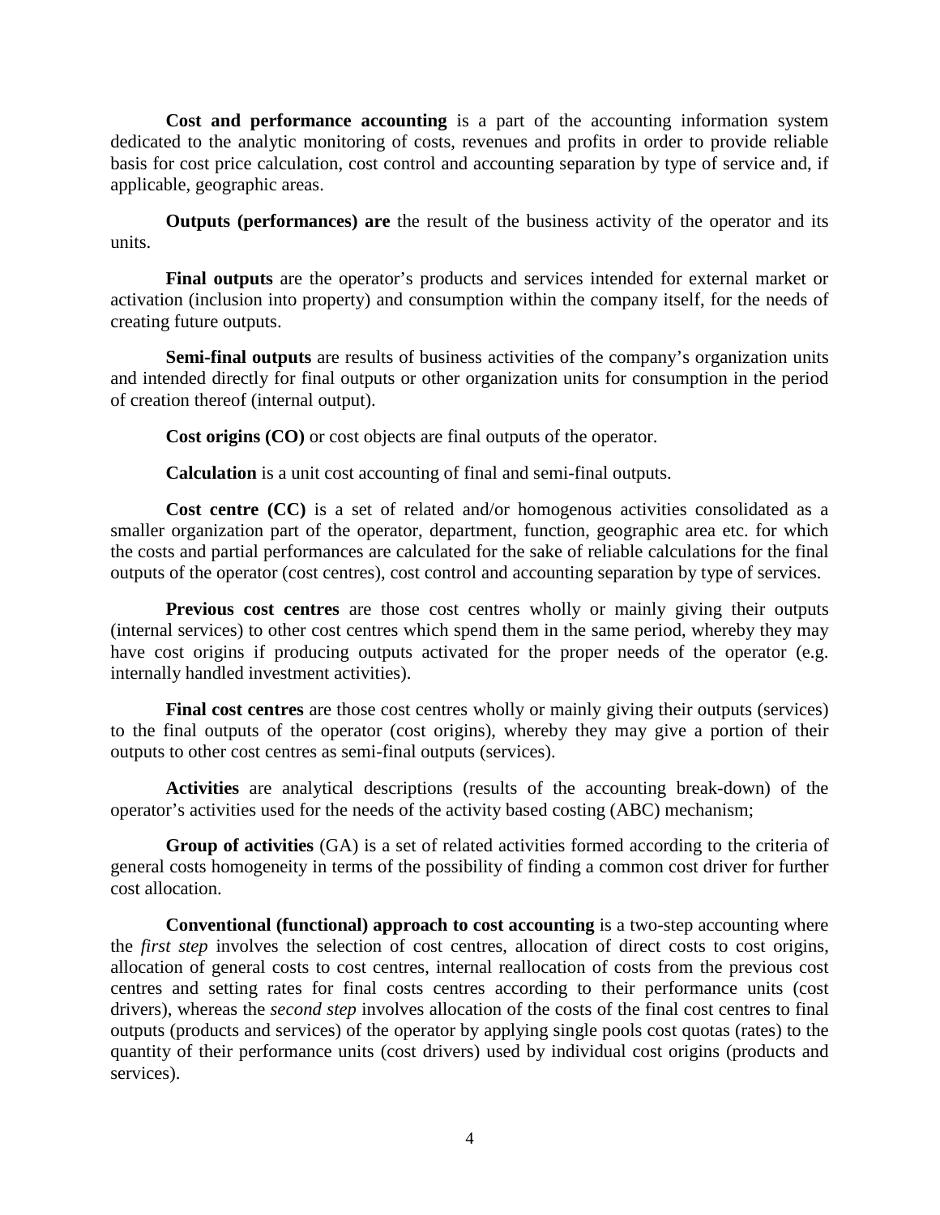**Cost and performance accounting** is a part of the accounting information system dedicated to the analytic monitoring of costs, revenues and profits in order to provide reliable basis for cost price calculation, cost control and accounting separation by type of service and, if applicable, geographic areas.

**Outputs (performances) are** the result of the business activity of the operator and its units.

**Final outputs** are the operator's products and services intended for external market or activation (inclusion into property) and consumption within the company itself, for the needs of creating future outputs.

**Semi-final outputs** are results of business activities of the company's organization units and intended directly for final outputs or other organization units for consumption in the period of creation thereof (internal output).

**Cost origins (CO)** or cost objects are final outputs of the operator.

**Calculation** is a unit cost accounting of final and semi-final outputs.

**Cost centre (CC)** is a set of related and/or homogenous activities consolidated as a smaller organization part of the operator, department, function, geographic area etc. for which the costs and partial performances are calculated for the sake of reliable calculations for the final outputs of the operator (cost centres), cost control and accounting separation by type of services.

**Previous cost centres** are those cost centres wholly or mainly giving their outputs (internal services) to other cost centres which spend them in the same period, whereby they may have cost origins if producing outputs activated for the proper needs of the operator (e.g. internally handled investment activities).

**Final cost centres** are those cost centres wholly or mainly giving their outputs (services) to the final outputs of the operator (cost origins), whereby they may give a portion of their outputs to other cost centres as semi-final outputs (services).

**Activities** are analytical descriptions (results of the accounting break-down) of the operator's activities used for the needs of the activity based costing (ABC) mechanism;

**Group of activities** (GA) is a set of related activities formed according to the criteria of general costs homogeneity in terms of the possibility of finding a common cost driver for further cost allocation.

**Conventional (functional) approach to cost accounting** is a two-step accounting where the *first step* involves the selection of cost centres, allocation of direct costs to cost origins, allocation of general costs to cost centres, internal reallocation of costs from the previous cost centres and setting rates for final costs centres according to their performance units (cost drivers), whereas the *second step* involves allocation of the costs of the final cost centres to final outputs (products and services) of the operator by applying single pools cost quotas (rates) to the quantity of their performance units (cost drivers) used by individual cost origins (products and services).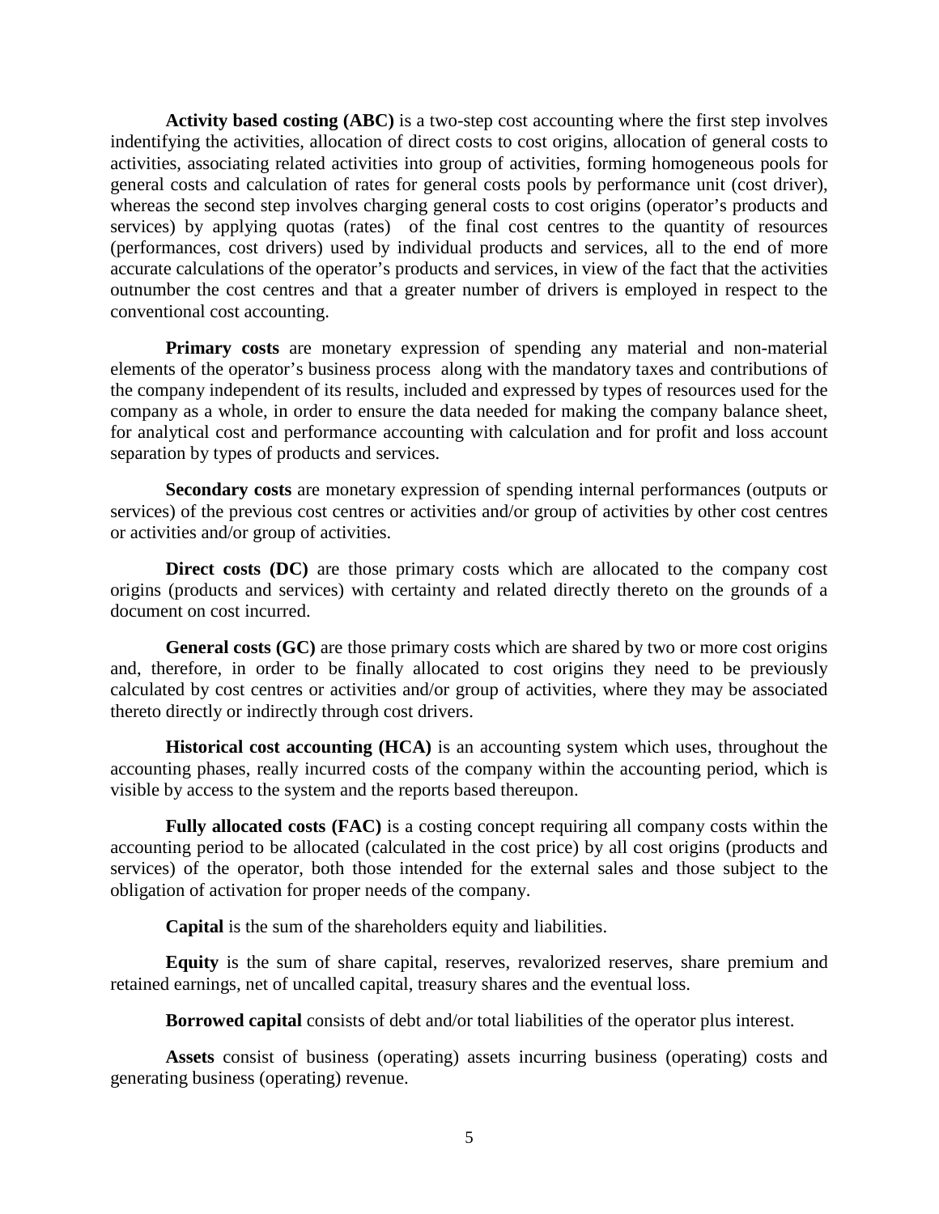**Activity based costing (ABC)** is a two-step cost accounting where the first step involves indentifying the activities, allocation of direct costs to cost origins, allocation of general costs to activities, associating related activities into group of activities, forming homogeneous pools for general costs and calculation of rates for general costs pools by performance unit (cost driver), whereas the second step involves charging general costs to cost origins (operator's products and services) by applying quotas (rates) of the final cost centres to the quantity of resources (performances, cost drivers) used by individual products and services, all to the end of more accurate calculations of the operator's products and services, in view of the fact that the activities outnumber the cost centres and that a greater number of drivers is employed in respect to the conventional cost accounting.

**Primary costs** are monetary expression of spending any material and non-material elements of the operator's business process along with the mandatory taxes and contributions of the company independent of its results, included and expressed by types of resources used for the company as a whole, in order to ensure the data needed for making the company balance sheet, for analytical cost and performance accounting with calculation and for profit and loss account separation by types of products and services.

**Secondary costs** are monetary expression of spending internal performances (outputs or services) of the previous cost centres or activities and/or group of activities by other cost centres or activities and/or group of activities.

**Direct costs (DC)** are those primary costs which are allocated to the company cost origins (products and services) with certainty and related directly thereto on the grounds of a document on cost incurred.

**General costs (GC)** are those primary costs which are shared by two or more cost origins and, therefore, in order to be finally allocated to cost origins they need to be previously calculated by cost centres or activities and/or group of activities, where they may be associated thereto directly or indirectly through cost drivers.

**Historical cost accounting (HCA)** is an accounting system which uses, throughout the accounting phases, really incurred costs of the company within the accounting period, which is visible by access to the system and the reports based thereupon.

**Fully allocated costs (FAC)** is a costing concept requiring all company costs within the accounting period to be allocated (calculated in the cost price) by all cost origins (products and services) of the operator, both those intended for the external sales and those subject to the obligation of activation for proper needs of the company.

**Capital** is the sum of the shareholders equity and liabilities.

**Equity** is the sum of share capital, reserves, revalorized reserves, share premium and retained earnings, net of uncalled capital, treasury shares and the eventual loss.

**Borrowed capital** consists of debt and/or total liabilities of the operator plus interest.

**Assets** consist of business (operating) assets incurring business (operating) costs and generating business (operating) revenue.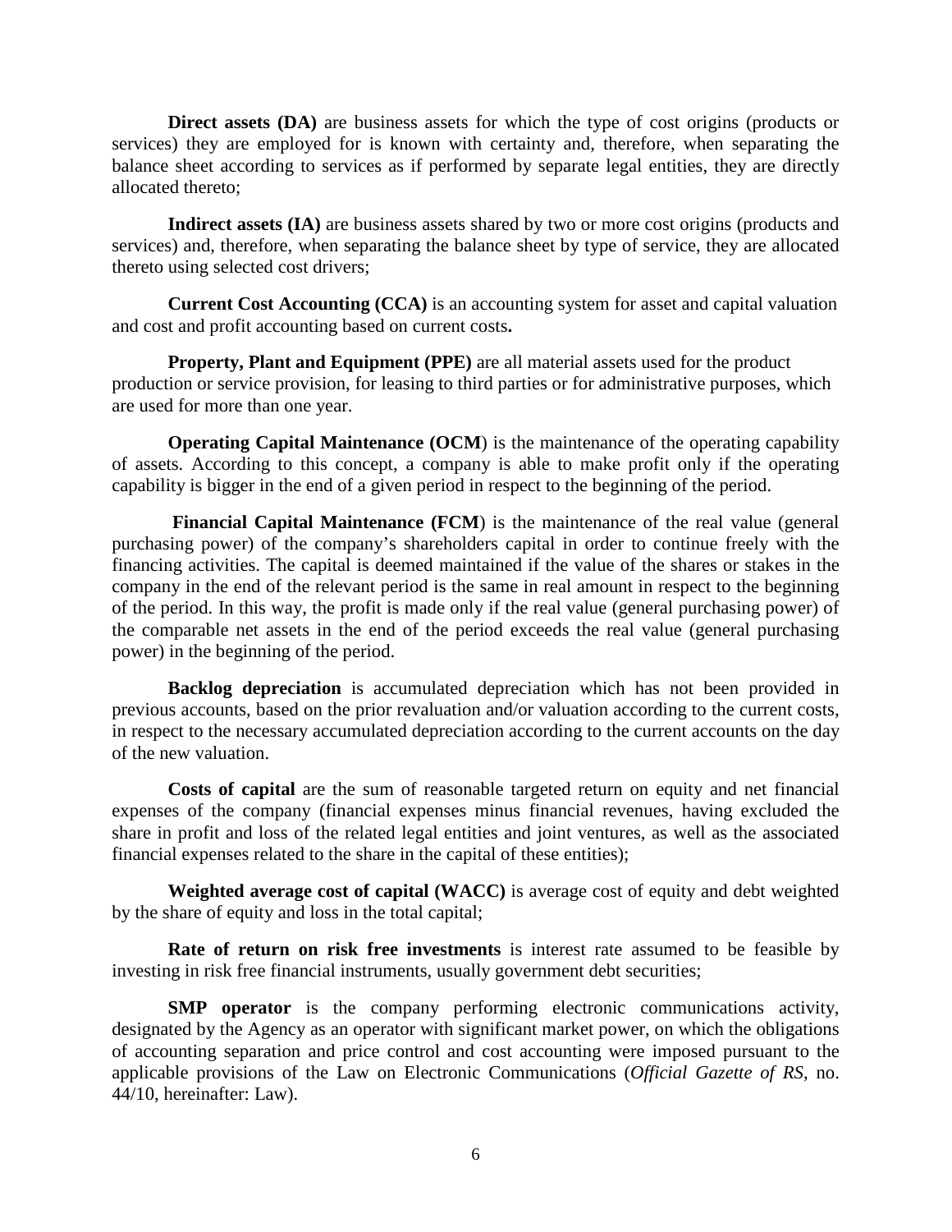**Direct assets (DA)** are business assets for which the type of cost origins (products or services) they are employed for is known with certainty and, therefore, when separating the balance sheet according to services as if performed by separate legal entities, they are directly allocated thereto;

**Indirect assets (IA)** are business assets shared by two or more cost origins (products and services) and, therefore, when separating the balance sheet by type of service, they are allocated thereto using selected cost drivers;

**Current Cost Accounting (CCA)** is an accounting system for asset and capital valuation and cost and profit accounting based on current costs**.**

**Property, Plant and Equipment (PPE)** are all material assets used for the product production or service provision, for leasing to third parties or for administrative purposes, which are used for more than one year.

**Operating Capital Maintenance (OCM**) is the maintenance of the operating capability of assets. According to this concept, a company is able to make profit only if the operating capability is bigger in the end of a given period in respect to the beginning of the period.

**Financial Capital Maintenance (FCM**) is the maintenance of the real value (general purchasing power) of the company's shareholders capital in order to continue freely with the financing activities. The capital is deemed maintained if the value of the shares or stakes in the company in the end of the relevant period is the same in real amount in respect to the beginning of the period. In this way, the profit is made only if the real value (general purchasing power) of the comparable net assets in the end of the period exceeds the real value (general purchasing power) in the beginning of the period.

**Backlog depreciation** is accumulated depreciation which has not been provided in previous accounts, based on the prior revaluation and/or valuation according to the current costs, in respect to the necessary accumulated depreciation according to the current accounts on the day of the new valuation.

**Costs of capital** are the sum of reasonable targeted return on equity and net financial expenses of the company (financial expenses minus financial revenues, having excluded the share in profit and loss of the related legal entities and joint ventures, as well as the associated financial expenses related to the share in the capital of these entities);

**Weighted average cost of capital (WACC)** is average cost of equity and debt weighted by the share of equity and loss in the total capital;

**Rate of return on risk free investments** is interest rate assumed to be feasible by investing in risk free financial instruments, usually government debt securities;

**SMP operator** is the company performing electronic communications activity, designated by the Agency as an operator with significant market power, on which the obligations of accounting separation and price control and cost accounting were imposed pursuant to the applicable provisions of the Law on Electronic Communications (*Official Gazette of RS*, no. 44/10, hereinafter: Law).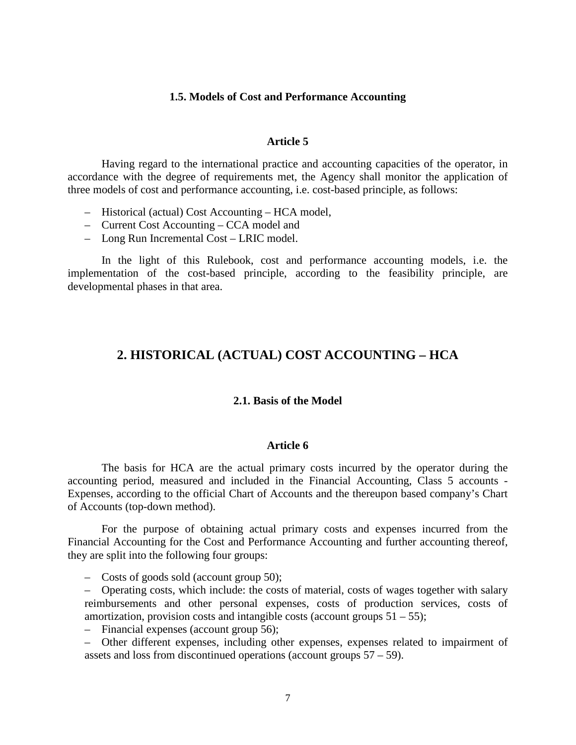### 1.5. Models of Cost and Performance Accounting

#### Article 5

Having regard to the international practice and accounting capacities of the operator, in accordance with the degree of requirements met, the Agency shall monitor the application of three models of cost and performance accounting, i.e. cost-based principle, as follows:

- Historical (actual) Cost Accounting – HCA model,
- Current Cost Accounting – CCA model and
- Long Run Incremental Cost – LRIC model.

In the light of this Rulebook, cost and performance accounting models, i.e. the implementation of the cost-based principle, according to the feasibility principle, are developmental phases in that area.

## 2. HISTORICAL (ACTUAL) COST ACCOUNTING – HCA

### 2.1. Basis of the Model

#### Article 6

The basis for HCA are the actual primary costs incurred by the operator during the accounting period, measured and included in the Financial Accounting, Class 5 accounts - Expenses, according to the official Chart of Accounts and the thereupon based company's Chart of Accounts (top-down method).

For the purpose of obtaining actual primary costs and expenses incurred from the Financial Accounting for the Cost and Performance Accounting and further accounting thereof, they are split into the following four groups:

- Costs of goods sold (account group 50);
- Operating costs, which include: the costs of material, costs of wages together with salary reimbursements and other personal expenses, costs of production services, costs of amortization, provision costs and intangible costs (account groups 51 – 55);
- Financial expenses (account group 56);
- Other different expenses, including other expenses, expenses related to impairment of assets and loss from discontinued operations (account groups 57 – 59).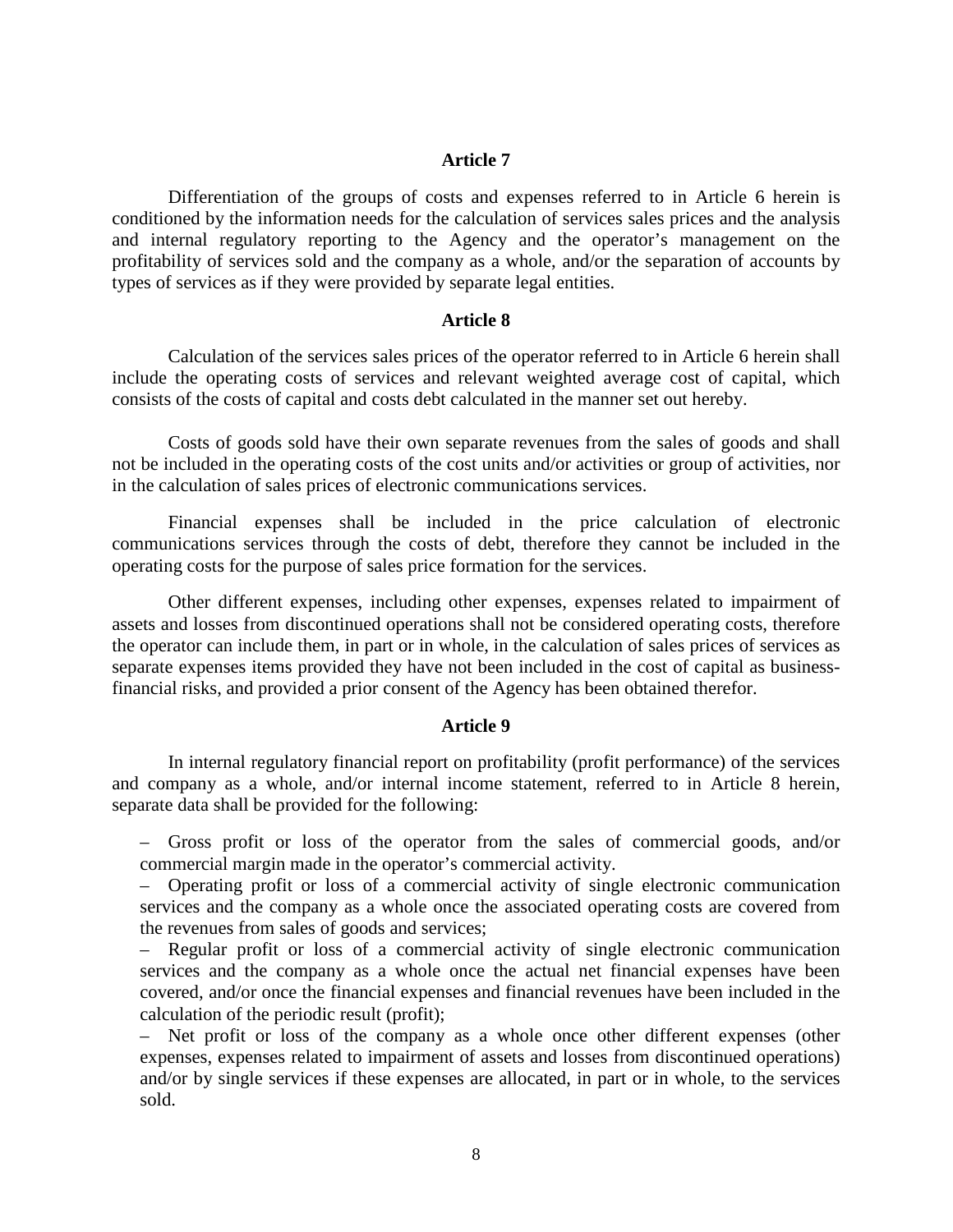### Article 7

Differentiation of the groups of costs and expenses referred to in Article 6 herein is conditioned by the information needs for the calculation of services sales prices and the analysis and internal regulatory reporting to the Agency and the operator's management on the profitability of services sold and the company as a whole, and/or the separation of accounts by types of services as if they were provided by separate legal entities.

### Article 8

Calculation of the services sales prices of the operator referred to in Article 6 herein shall include the operating costs of services and relevant weighted average cost of capital, which consists of the costs of capital and costs debt calculated in the manner set out hereby.

Costs of goods sold have their own separate revenues from the sales of goods and shall not be included in the operating costs of the cost units and/or activities or group of activities, nor in the calculation of sales prices of electronic communications services.

Financial expenses shall be included in the price calculation of electronic communications services through the costs of debt, therefore they cannot be included in the operating costs for the purpose of sales price formation for the services.

Other different expenses, including other expenses, expenses related to impairment of assets and losses from discontinued operations shall not be considered operating costs, therefore the operator can include them, in part or in whole, in the calculation of sales prices of services as separate expenses items provided they have not been included in the cost of capital as business-financial risks, and provided a prior consent of the Agency has been obtained therefor.

### Article 9

In internal regulatory financial report on profitability (profit performance) of the services and company as a whole, and/or internal income statement, referred to in Article 8 herein, separate data shall be provided for the following:

– Gross profit or loss of the operator from the sales of commercial goods, and/or commercial margin made in the operator's commercial activity.

– Operating profit or loss of a commercial activity of single electronic communication services and the company as a whole once the associated operating costs are covered from the revenues from sales of goods and services;

– Regular profit or loss of a commercial activity of single electronic communication services and the company as a whole once the actual net financial expenses have been covered, and/or once the financial expenses and financial revenues have been included in the calculation of the periodic result (profit);

– Net profit or loss of the company as a whole once other different expenses (other expenses, expenses related to impairment of assets and losses from discontinued operations) and/or by single services if these expenses are allocated, in part or in whole, to the services sold.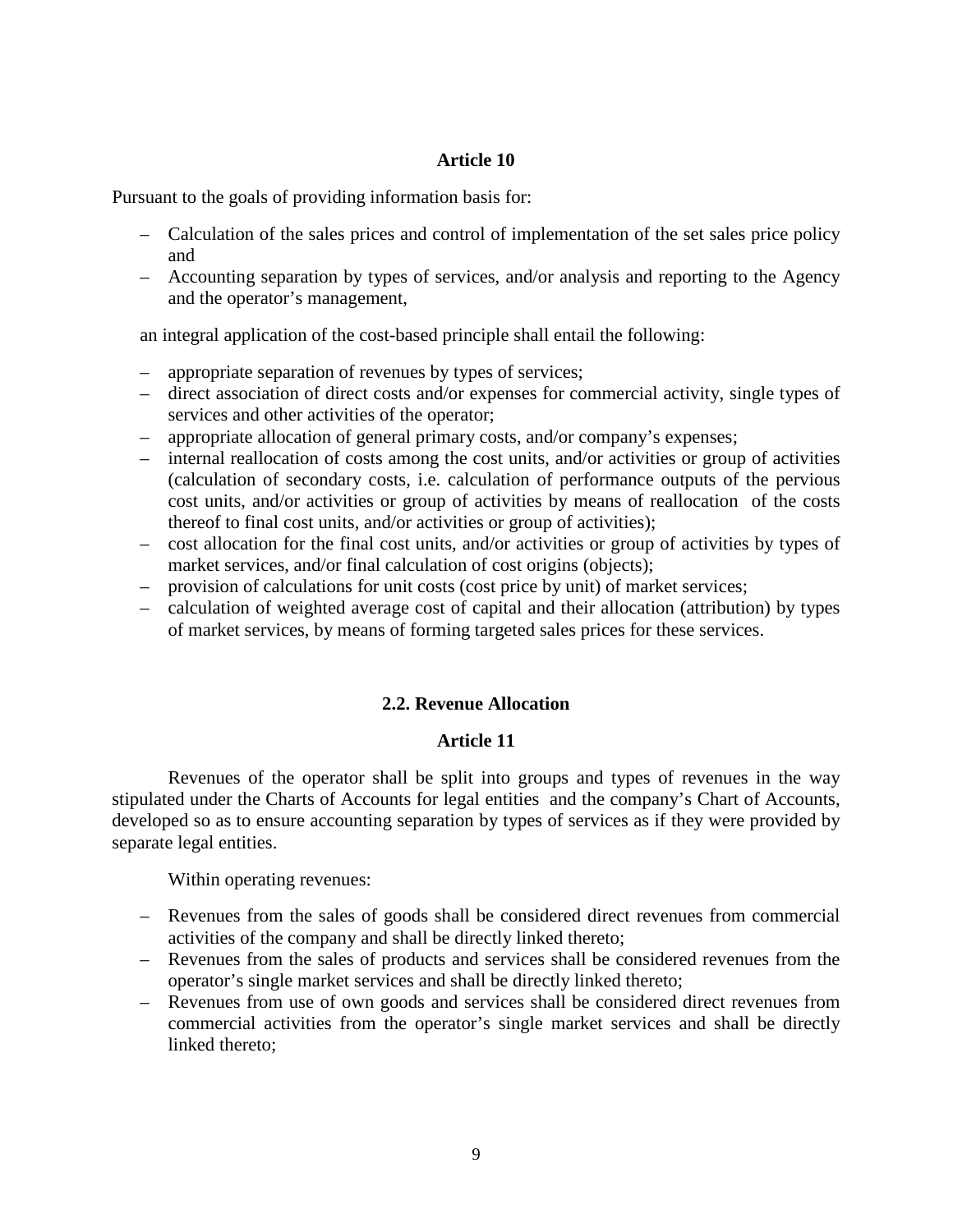### Article 10

Pursuant to the goals of providing information basis for:

- Calculation of the sales prices and control of implementation of the set sales price policy and
- Accounting separation by types of services, and/or analysis and reporting to the Agency and the operator's management,

an integral application of the cost-based principle shall entail the following:

- appropriate separation of revenues by types of services;
- direct association of direct costs and/or expenses for commercial activity, single types of services and other activities of the operator;
- appropriate allocation of general primary costs, and/or company's expenses;
- internal reallocation of costs among the cost units, and/or activities or group of activities (calculation of secondary costs, i.e. calculation of performance outputs of the pervious cost units, and/or activities or group of activities by means of reallocation of the costs thereof to final cost units, and/or activities or group of activities);
- cost allocation for the final cost units, and/or activities or group of activities by types of market services, and/or final calculation of cost origins (objects);
- provision of calculations for unit costs (cost price by unit) of market services;
- calculation of weighted average cost of capital and their allocation (attribution) by types of market services, by means of forming targeted sales prices for these services.

## 2.2. Revenue Allocation

### Article 11

Revenues of the operator shall be split into groups and types of revenues in the way stipulated under the Charts of Accounts for legal entities and the company's Chart of Accounts, developed so as to ensure accounting separation by types of services as if they were provided by separate legal entities.

Within operating revenues:

- Revenues from the sales of goods shall be considered direct revenues from commercial activities of the company and shall be directly linked thereto;
- Revenues from the sales of products and services shall be considered revenues from the operator's single market services and shall be directly linked thereto;
- Revenues from use of own goods and services shall be considered direct revenues from commercial activities from the operator's single market services and shall be directly linked thereto;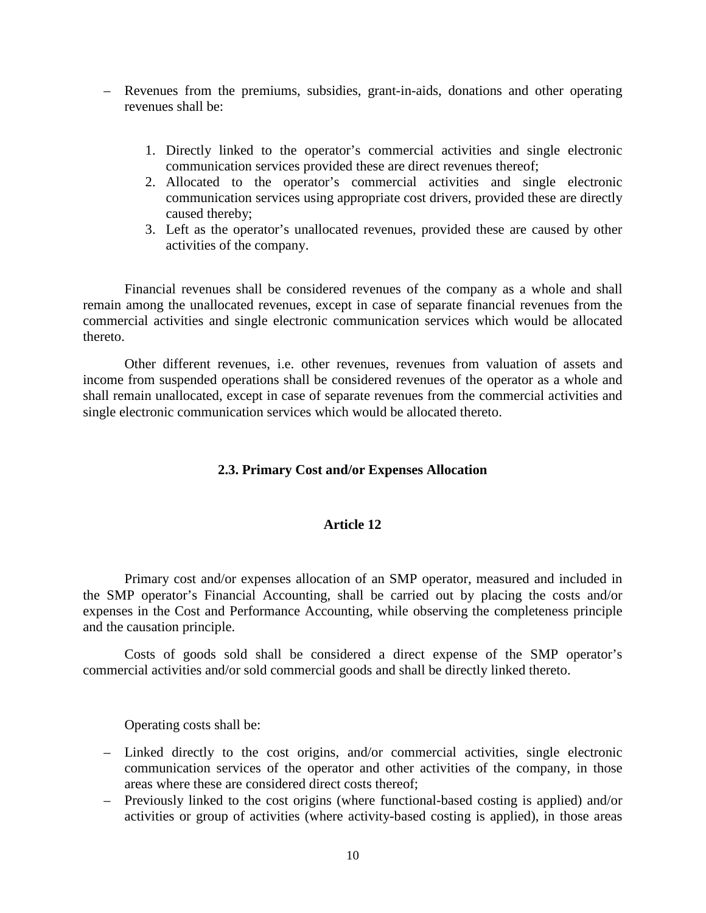- Revenues from the premiums, subsidies, grant-in-aids, donations and other operating revenues shall be:

    1. Directly linked to the operator's commercial activities and single electronic communication services provided these are direct revenues thereof;
    2. Allocated to the operator's commercial activities and single electronic communication services using appropriate cost drivers, provided these are directly caused thereby;
    3. Left as the operator's unallocated revenues, provided these are caused by other activities of the company.

Financial revenues shall be considered revenues of the company as a whole and shall remain among the unallocated revenues, except in case of separate financial revenues from the commercial activities and single electronic communication services which would be allocated thereto.

Other different revenues, i.e. other revenues, revenues from valuation of assets and income from suspended operations shall be considered revenues of the operator as a whole and shall remain unallocated, except in case of separate revenues from the commercial activities and single electronic communication services which would be allocated thereto.

### 2.3. Primary Cost and/or Expenses Allocation

#### Article 12

Primary cost and/or expenses allocation of an SMP operator, measured and included in the SMP operator's Financial Accounting, shall be carried out by placing the costs and/or expenses in the Cost and Performance Accounting, while observing the completeness principle and the causation principle.

Costs of goods sold shall be considered a direct expense of the SMP operator's commercial activities and/or sold commercial goods and shall be directly linked thereto.

Operating costs shall be:

- Linked directly to the cost origins, and/or commercial activities, single electronic communication services of the operator and other activities of the company, in those areas where these are considered direct costs thereof;
- Previously linked to the cost origins (where functional-based costing is applied) and/or activities or group of activities (where activity-based costing is applied), in those areas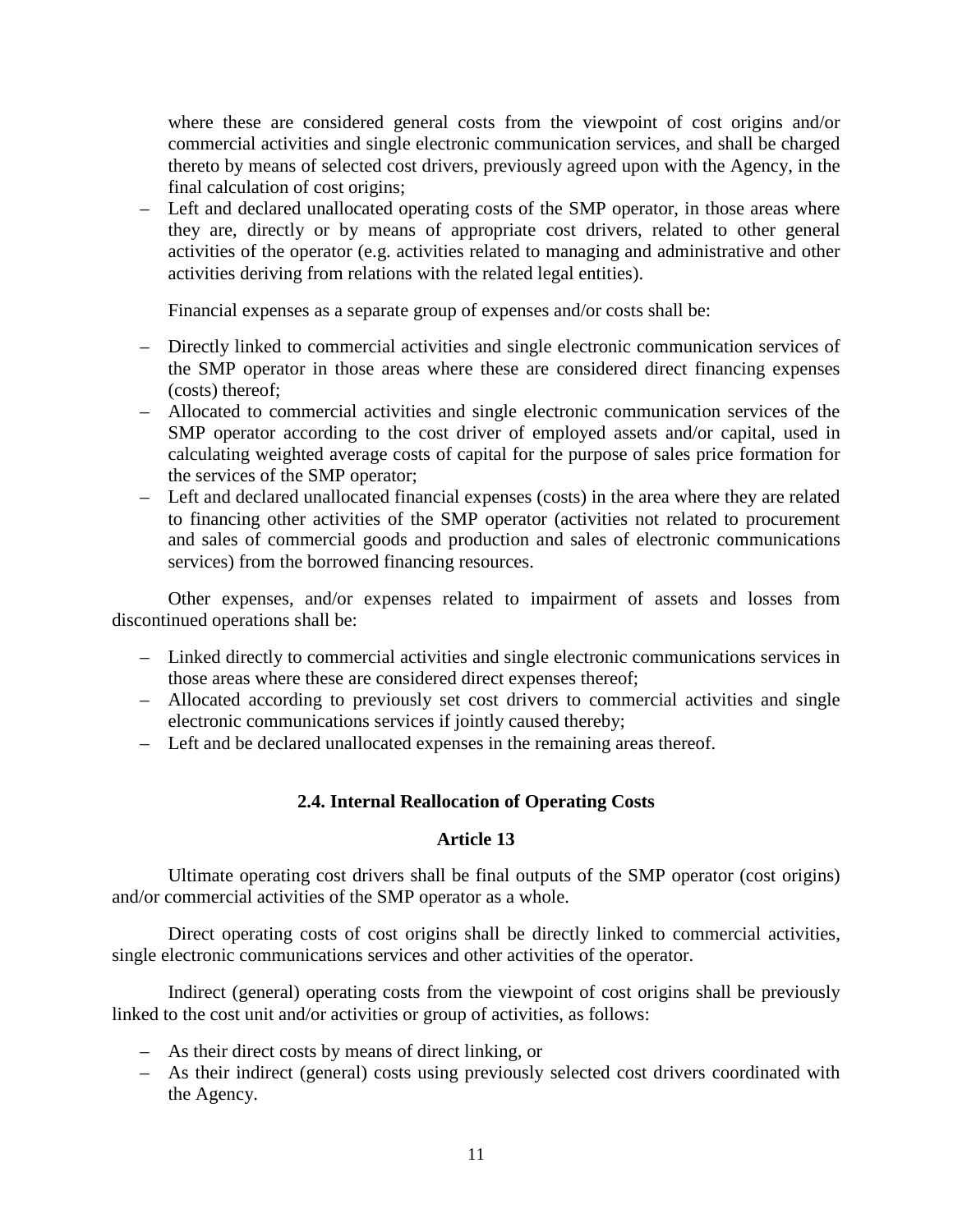where these are considered general costs from the viewpoint of cost origins and/or commercial activities and single electronic communication services, and shall be charged thereto by means of selected cost drivers, previously agreed upon with the Agency, in the final calculation of cost origins;

- Left and declared unallocated operating costs of the SMP operator, in those areas where they are, directly or by means of appropriate cost drivers, related to other general activities of the operator (e.g. activities related to managing and administrative and other activities deriving from relations with the related legal entities).

Financial expenses as a separate group of expenses and/or costs shall be:

- Directly linked to commercial activities and single electronic communication services of the SMP operator in those areas where these are considered direct financing expenses (costs) thereof;
- Allocated to commercial activities and single electronic communication services of the SMP operator according to the cost driver of employed assets and/or capital, used in calculating weighted average costs of capital for the purpose of sales price formation for the services of the SMP operator;
- Left and declared unallocated financial expenses (costs) in the area where they are related to financing other activities of the SMP operator (activities not related to procurement and sales of commercial goods and production and sales of electronic communications services) from the borrowed financing resources.

Other expenses, and/or expenses related to impairment of assets and losses from discontinued operations shall be:

- Linked directly to commercial activities and single electronic communications services in those areas where these are considered direct expenses thereof;
- Allocated according to previously set cost drivers to commercial activities and single electronic communications services if jointly caused thereby;
- Left and be declared unallocated expenses in the remaining areas thereof.

### 2.4. Internal Reallocation of Operating Costs

#### Article 13

Ultimate operating cost drivers shall be final outputs of the SMP operator (cost origins) and/or commercial activities of the SMP operator as a whole.

Direct operating costs of cost origins shall be directly linked to commercial activities, single electronic communications services and other activities of the operator.

Indirect (general) operating costs from the viewpoint of cost origins shall be previously linked to the cost unit and/or activities or group of activities, as follows:

- As their direct costs by means of direct linking, or
- As their indirect (general) costs using previously selected cost drivers coordinated with the Agency.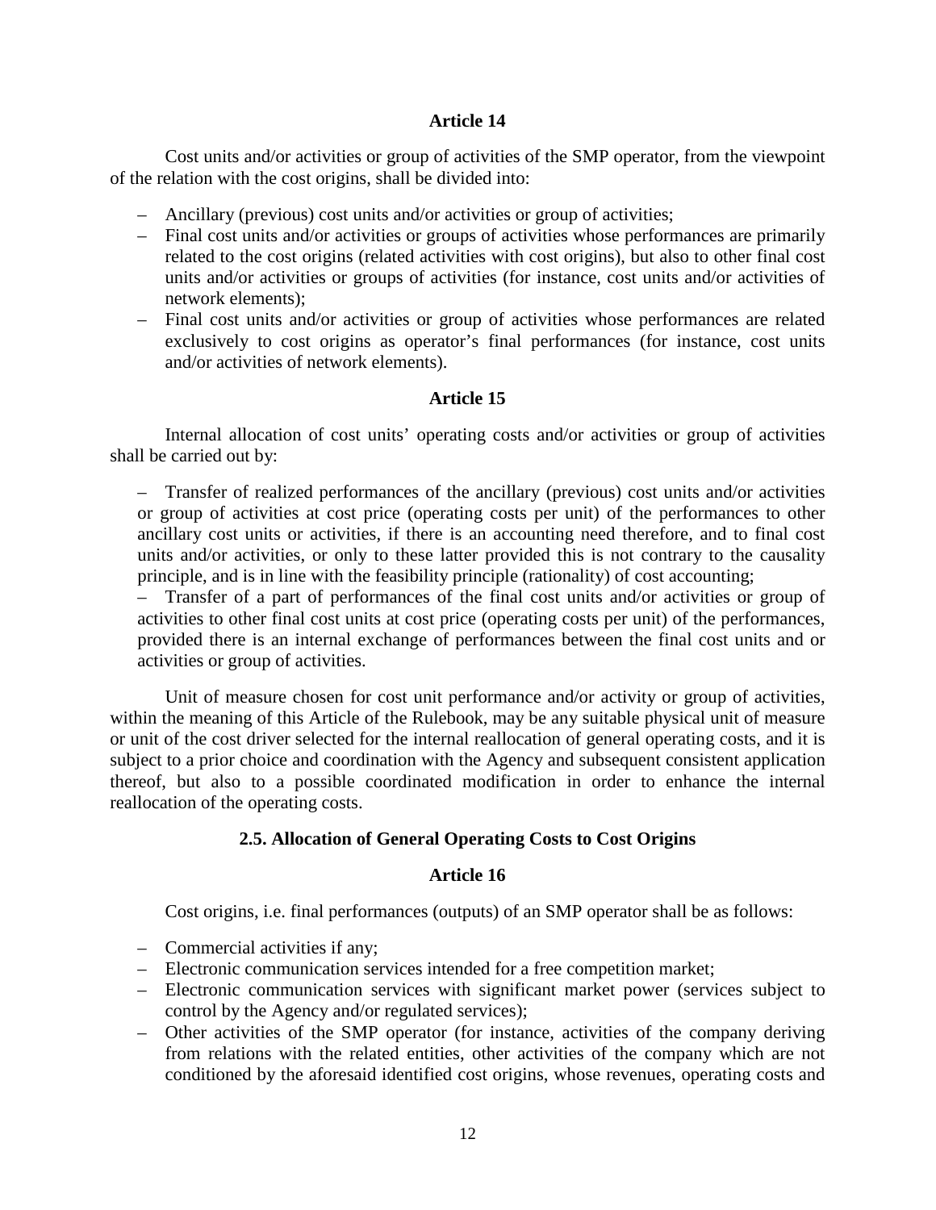**Article 14**

Cost units and/or activities or group of activities of the SMP operator, from the viewpoint of the relation with the cost origins, shall be divided into:

- Ancillary (previous) cost units and/or activities or group of activities;
- Final cost units and/or activities or groups of activities whose performances are primarily related to the cost origins (related activities with cost origins), but also to other final cost units and/or activities or groups of activities (for instance, cost units and/or activities of network elements);
- Final cost units and/or activities or group of activities whose performances are related exclusively to cost origins as operator's final performances (for instance, cost units and/or activities of network elements).

**Article 15**

Internal allocation of cost units' operating costs and/or activities or group of activities shall be carried out by:

- Transfer of realized performances of the ancillary (previous) cost units and/or activities or group of activities at cost price (operating costs per unit) of the performances to other ancillary cost units or activities, if there is an accounting need therefore, and to final cost units and/or activities, or only to these latter provided this is not contrary to the causality principle, and is in line with the feasibility principle (rationality) of cost accounting;
- Transfer of a part of performances of the final cost units and/or activities or group of activities to other final cost units at cost price (operating costs per unit) of the performances, provided there is an internal exchange of performances between the final cost units and or activities or group of activities.

Unit of measure chosen for cost unit performance and/or activity or group of activities, within the meaning of this Article of the Rulebook, may be any suitable physical unit of measure or unit of the cost driver selected for the internal reallocation of general operating costs, and it is subject to a prior choice and coordination with the Agency and subsequent consistent application thereof, but also to a possible coordinated modification in order to enhance the internal reallocation of the operating costs.

### 2.5. Allocation of General Operating Costs to Cost Origins

**Article 16**

Cost origins, i.e. final performances (outputs) of an SMP operator shall be as follows:

- Commercial activities if any;
- Electronic communication services intended for a free competition market;
- Electronic communication services with significant market power (services subject to control by the Agency and/or regulated services);
- Other activities of the SMP operator (for instance, activities of the company deriving from relations with the related entities, other activities of the company which are not conditioned by the aforesaid identified cost origins, whose revenues, operating costs and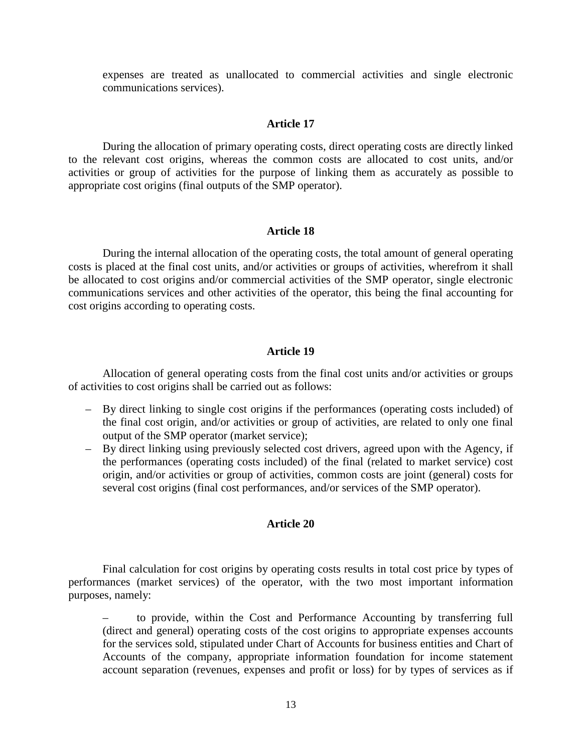expenses are treated as unallocated to commercial activities and single electronic communications services).

### Article 17

During the allocation of primary operating costs, direct operating costs are directly linked to the relevant cost origins, whereas the common costs are allocated to cost units, and/or activities or group of activities for the purpose of linking them as accurately as possible to appropriate cost origins (final outputs of the SMP operator).

### Article 18

During the internal allocation of the operating costs, the total amount of general operating costs is placed at the final cost units, and/or activities or groups of activities, wherefrom it shall be allocated to cost origins and/or commercial activities of the SMP operator, single electronic communications services and other activities of the operator, this being the final accounting for cost origins according to operating costs.

### Article 19

Allocation of general operating costs from the final cost units and/or activities or groups of activities to cost origins shall be carried out as follows:

– By direct linking to single cost origins if the performances (operating costs included) of the final cost origin, and/or activities or group of activities, are related to only one final output of the SMP operator (market service);
– By direct linking using previously selected cost drivers, agreed upon with the Agency, if the performances (operating costs included) of the final (related to market service) cost origin, and/or activities or group of activities, common costs are joint (general) costs for several cost origins (final cost performances, and/or services of the SMP operator).

### Article 20

Final calculation for cost origins by operating costs results in total cost price by types of performances (market services) of the operator, with the two most important information purposes, namely:

– to provide, within the Cost and Performance Accounting by transferring full (direct and general) operating costs of the cost origins to appropriate expenses accounts for the services sold, stipulated under Chart of Accounts for business entities and Chart of Accounts of the company, appropriate information foundation for income statement account separation (revenues, expenses and profit or loss) for by types of services as if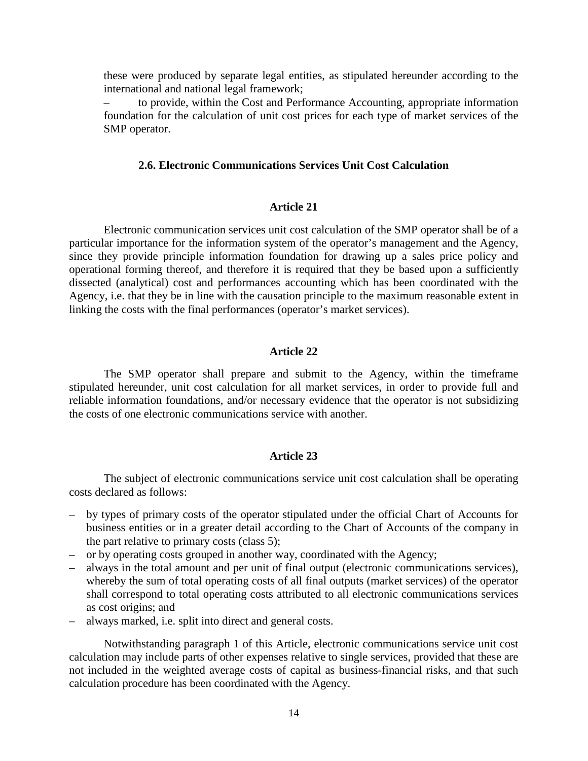these were produced by separate legal entities, as stipulated hereunder according to the international and national legal framework;

– to provide, within the Cost and Performance Accounting, appropriate information foundation for the calculation of unit cost prices for each type of market services of the SMP operator.

### 2.6. Electronic Communications Services Unit Cost Calculation

#### Article 21

Electronic communication services unit cost calculation of the SMP operator shall be of a particular importance for the information system of the operator's management and the Agency, since they provide principle information foundation for drawing up a sales price policy and operational forming thereof, and therefore it is required that they be based upon a sufficiently dissected (analytical) cost and performances accounting which has been coordinated with the Agency, i.e. that they be in line with the causation principle to the maximum reasonable extent in linking the costs with the final performances (operator's market services).

#### Article 22

The SMP operator shall prepare and submit to the Agency, within the timeframe stipulated hereunder, unit cost calculation for all market services, in order to provide full and reliable information foundations, and/or necessary evidence that the operator is not subsidizing the costs of one electronic communications service with another.

#### Article 23

The subject of electronic communications service unit cost calculation shall be operating costs declared as follows:

- by types of primary costs of the operator stipulated under the official Chart of Accounts for business entities or in a greater detail according to the Chart of Accounts of the company in the part relative to primary costs (class 5);
- or by operating costs grouped in another way, coordinated with the Agency;
- always in the total amount and per unit of final output (electronic communications services), whereby the sum of total operating costs of all final outputs (market services) of the operator shall correspond to total operating costs attributed to all electronic communications services as cost origins; and
- always marked, i.e. split into direct and general costs.

Notwithstanding paragraph 1 of this Article, electronic communications service unit cost calculation may include parts of other expenses relative to single services, provided that these are not included in the weighted average costs of capital as business-financial risks, and that such calculation procedure has been coordinated with the Agency.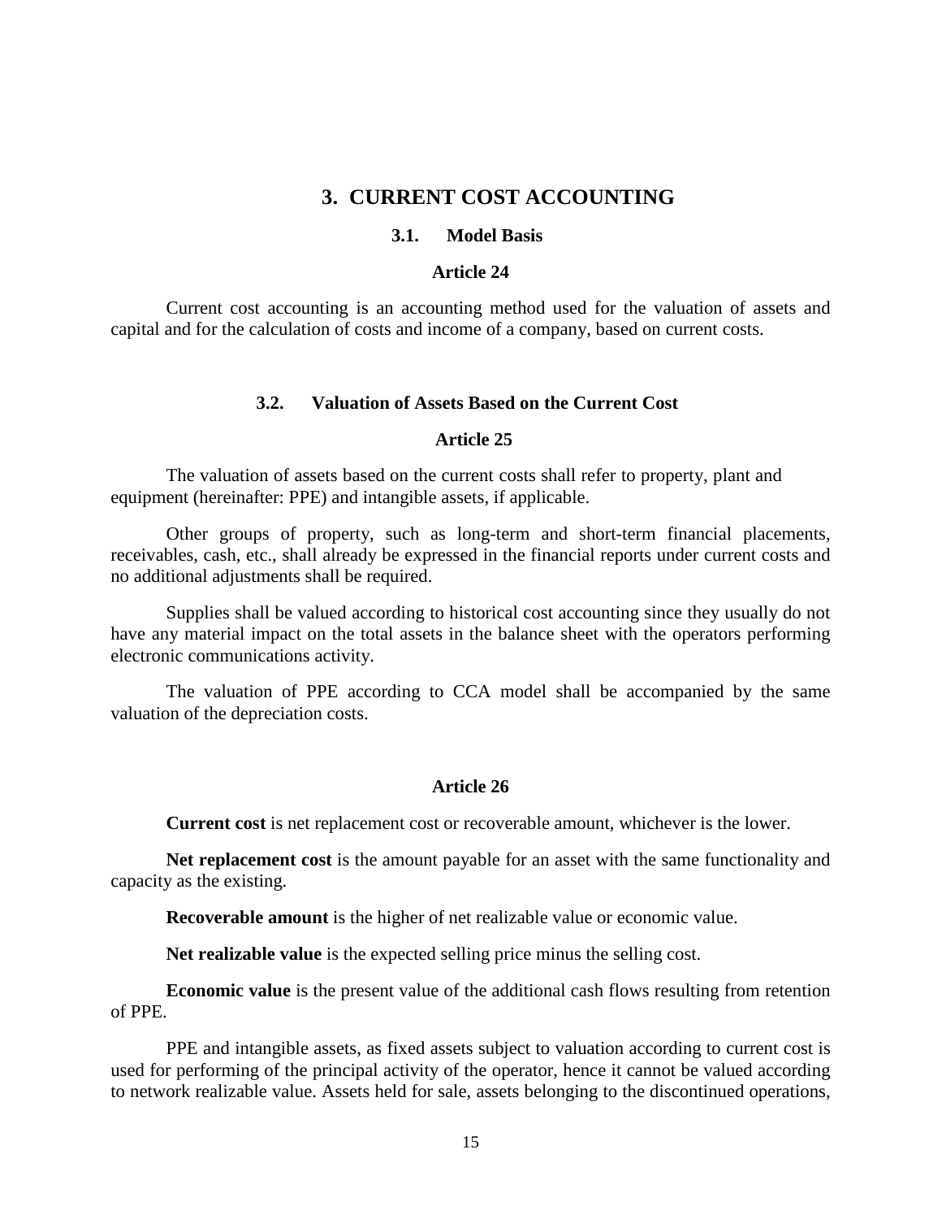# 3. CURRENT COST ACCOUNTING

## 3.1. Model Basis

### Article 24

Current cost accounting is an accounting method used for the valuation of assets and capital and for the calculation of costs and income of a company, based on current costs.

## 3.2. Valuation of Assets Based on the Current Cost

### Article 25

The valuation of assets based on the current costs shall refer to property, plant and equipment (hereinafter: PPE) and intangible assets, if applicable.

Other groups of property, such as long-term and short-term financial placements, receivables, cash, etc., shall already be expressed in the financial reports under current costs and no additional adjustments shall be required.

Supplies shall be valued according to historical cost accounting since they usually do not have any material impact on the total assets in the balance sheet with the operators performing electronic communications activity.

The valuation of PPE according to CCA model shall be accompanied by the same valuation of the depreciation costs.

### Article 26

**Current cost** is net replacement cost or recoverable amount, whichever is the lower.

**Net replacement cost** is the amount payable for an asset with the same functionality and capacity as the existing.

**Recoverable amount** is the higher of net realizable value or economic value.

**Net realizable value** is the expected selling price minus the selling cost.

**Economic value** is the present value of the additional cash flows resulting from retention of PPE.

PPE and intangible assets, as fixed assets subject to valuation according to current cost is used for performing of the principal activity of the operator, hence it cannot be valued according to network realizable value. Assets held for sale, assets belonging to the discontinued operations,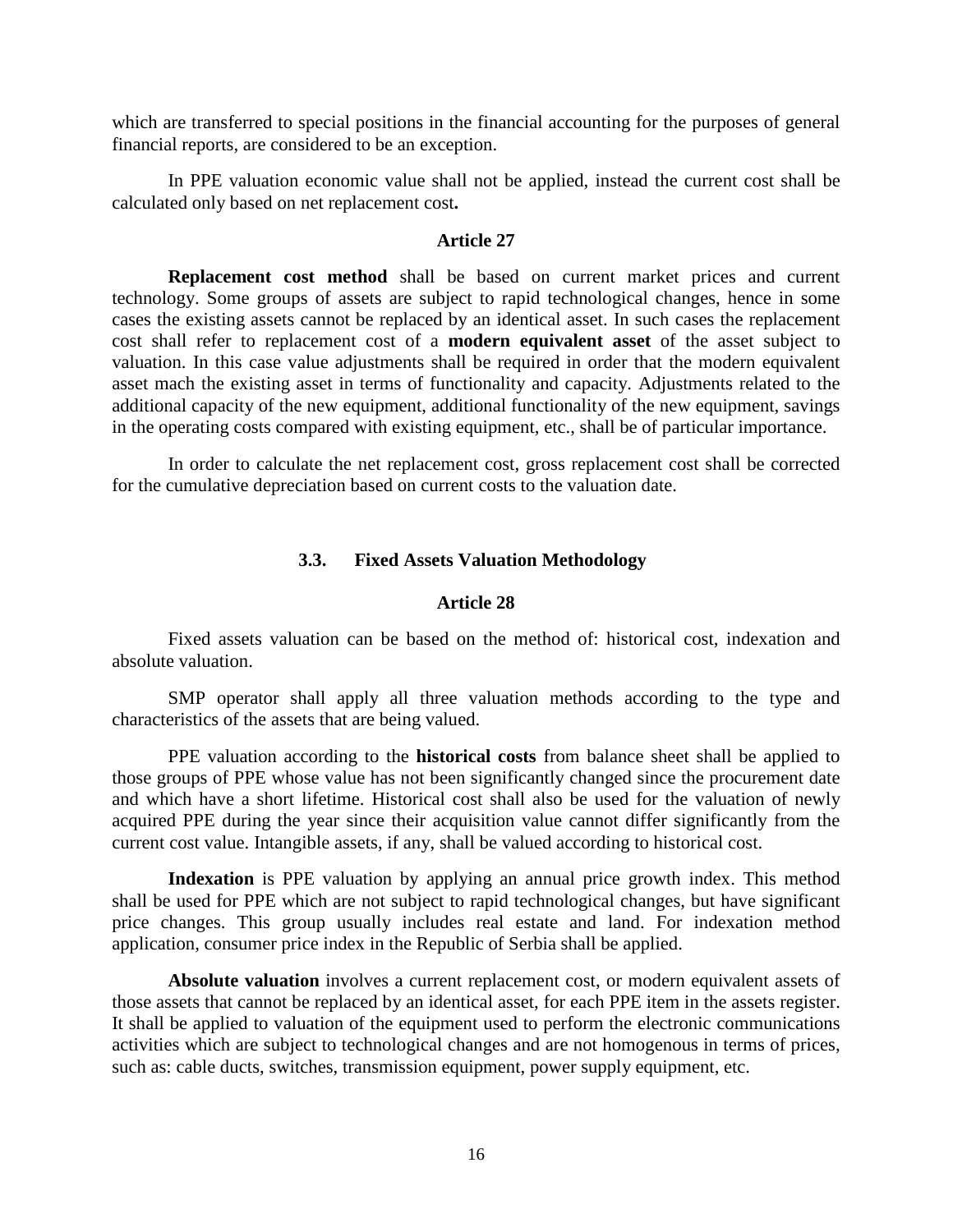which are transferred to special positions in the financial accounting for the purposes of general financial reports, are considered to be an exception.

In PPE valuation economic value shall not be applied, instead the current cost shall be calculated only based on net replacement cost**.**

### Article 27

**Replacement cost method** shall be based on current market prices and current technology. Some groups of assets are subject to rapid technological changes, hence in some cases the existing assets cannot be replaced by an identical asset. In such cases the replacement cost shall refer to replacement cost of a **modern equivalent asset** of the asset subject to valuation. In this case value adjustments shall be required in order that the modern equivalent asset mach the existing asset in terms of functionality and capacity. Adjustments related to the additional capacity of the new equipment, additional functionality of the new equipment, savings in the operating costs compared with existing equipment, etc., shall be of particular importance.

In order to calculate the net replacement cost, gross replacement cost shall be corrected for the cumulative depreciation based on current costs to the valuation date.

## 3.3. Fixed Assets Valuation Methodology

### Article 28

Fixed assets valuation can be based on the method of: historical cost, indexation and absolute valuation.

SMP operator shall apply all three valuation methods according to the type and characteristics of the assets that are being valued.

PPE valuation according to the **historical costs** from balance sheet shall be applied to those groups of PPE whose value has not been significantly changed since the procurement date and which have a short lifetime. Historical cost shall also be used for the valuation of newly acquired PPE during the year since their acquisition value cannot differ significantly from the current cost value. Intangible assets, if any, shall be valued according to historical cost.

**Indexation** is PPE valuation by applying an annual price growth index. This method shall be used for PPE which are not subject to rapid technological changes, but have significant price changes. This group usually includes real estate and land. For indexation method application, consumer price index in the Republic of Serbia shall be applied.

**Absolute valuation** involves a current replacement cost, or modern equivalent assets of those assets that cannot be replaced by an identical asset, for each PPE item in the assets register. It shall be applied to valuation of the equipment used to perform the electronic communications activities which are subject to technological changes and are not homogenous in terms of prices, such as: cable ducts, switches, transmission equipment, power supply equipment, etc.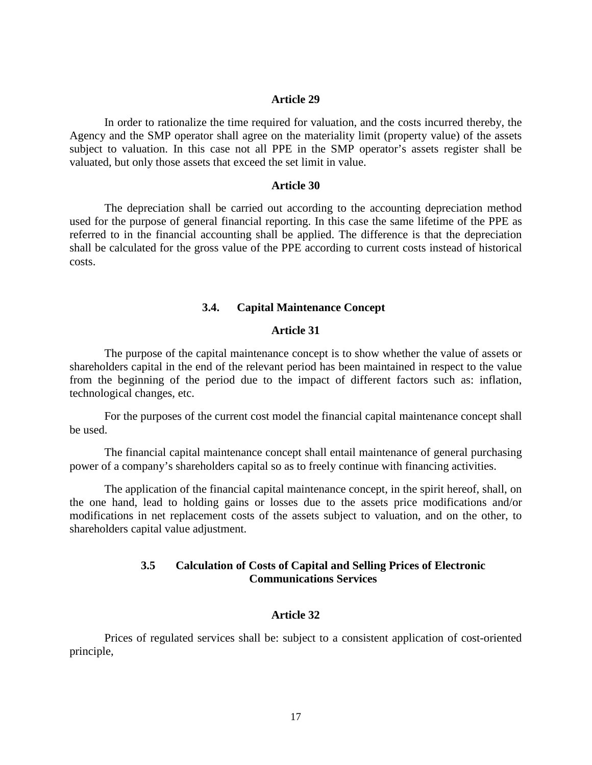### Article 29

In order to rationalize the time required for valuation, and the costs incurred thereby, the Agency and the SMP operator shall agree on the materiality limit (property value) of the assets subject to valuation. In this case not all PPE in the SMP operator's assets register shall be valuated, but only those assets that exceed the set limit in value.

### Article 30

The depreciation shall be carried out according to the accounting depreciation method used for the purpose of general financial reporting. In this case the same lifetime of the PPE as referred to in the financial accounting shall be applied. The difference is that the depreciation shall be calculated for the gross value of the PPE according to current costs instead of historical costs.

## 3.4. Capital Maintenance Concept

### Article 31

The purpose of the capital maintenance concept is to show whether the value of assets or shareholders capital in the end of the relevant period has been maintained in respect to the value from the beginning of the period due to the impact of different factors such as: inflation, technological changes, etc.

For the purposes of the current cost model the financial capital maintenance concept shall be used.

The financial capital maintenance concept shall entail maintenance of general purchasing power of a company's shareholders capital so as to freely continue with financing activities.

The application of the financial capital maintenance concept, in the spirit hereof, shall, on the one hand, lead to holding gains or losses due to the assets price modifications and/or modifications in net replacement costs of the assets subject to valuation, and on the other, to shareholders capital value adjustment.

## 3.5 Calculation of Costs of Capital and Selling Prices of Electronic Communications Services

### Article 32

Prices of regulated services shall be: subject to a consistent application of cost-oriented principle,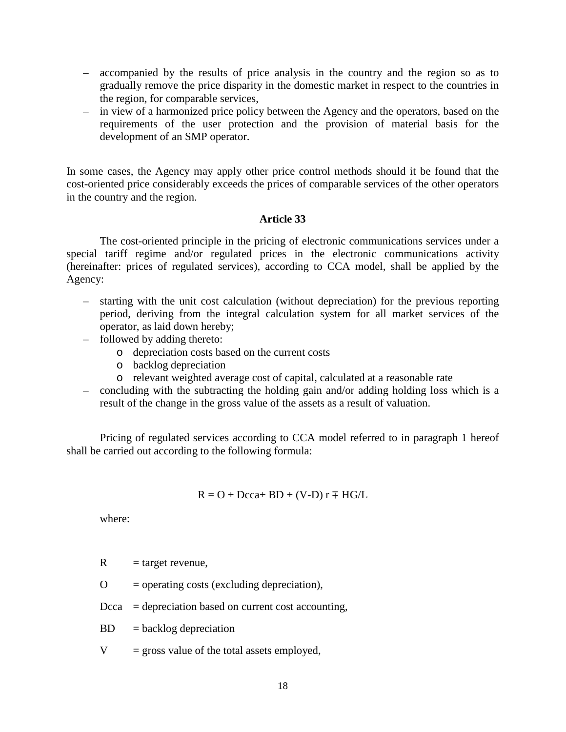- accompanied by the results of price analysis in the country and the region so as to gradually remove the price disparity in the domestic market in respect to the countries in the region, for comparable services,
- in view of a harmonized price policy between the Agency and the operators, based on the requirements of the user protection and the provision of material basis for the development of an SMP operator.

In some cases, the Agency may apply other price control methods should it be found that the cost-oriented price considerably exceeds the prices of comparable services of the other operators in the country and the region.

**Article 33**

The cost-oriented principle in the pricing of electronic communications services under a special tariff regime and/or regulated prices in the electronic communications activity (hereinafter: prices of regulated services), according to CCA model, shall be applied by the Agency:

- starting with the unit cost calculation (without depreciation) for the previous reporting period, deriving from the integral calculation system for all market services of the operator, as laid down hereby;
- followed by adding thereto:
  - depreciation costs based on the current costs
  - backlog depreciation
  - relevant weighted average cost of capital, calculated at a reasonable rate
- concluding with the subtracting the holding gain and/or adding holding loss which is a result of the change in the gross value of the assets as a result of valuation.

Pricing of regulated services according to CCA model referred to in paragraph 1 hereof shall be carried out according to the following formula:

$$R = O + Dcca + BD + (V-D)\, r \mp HG/L$$

where:

R = target revenue,

O = operating costs (excluding depreciation),

Dcca = depreciation based on current cost accounting,

BD = backlog depreciation

V = gross value of the total assets employed,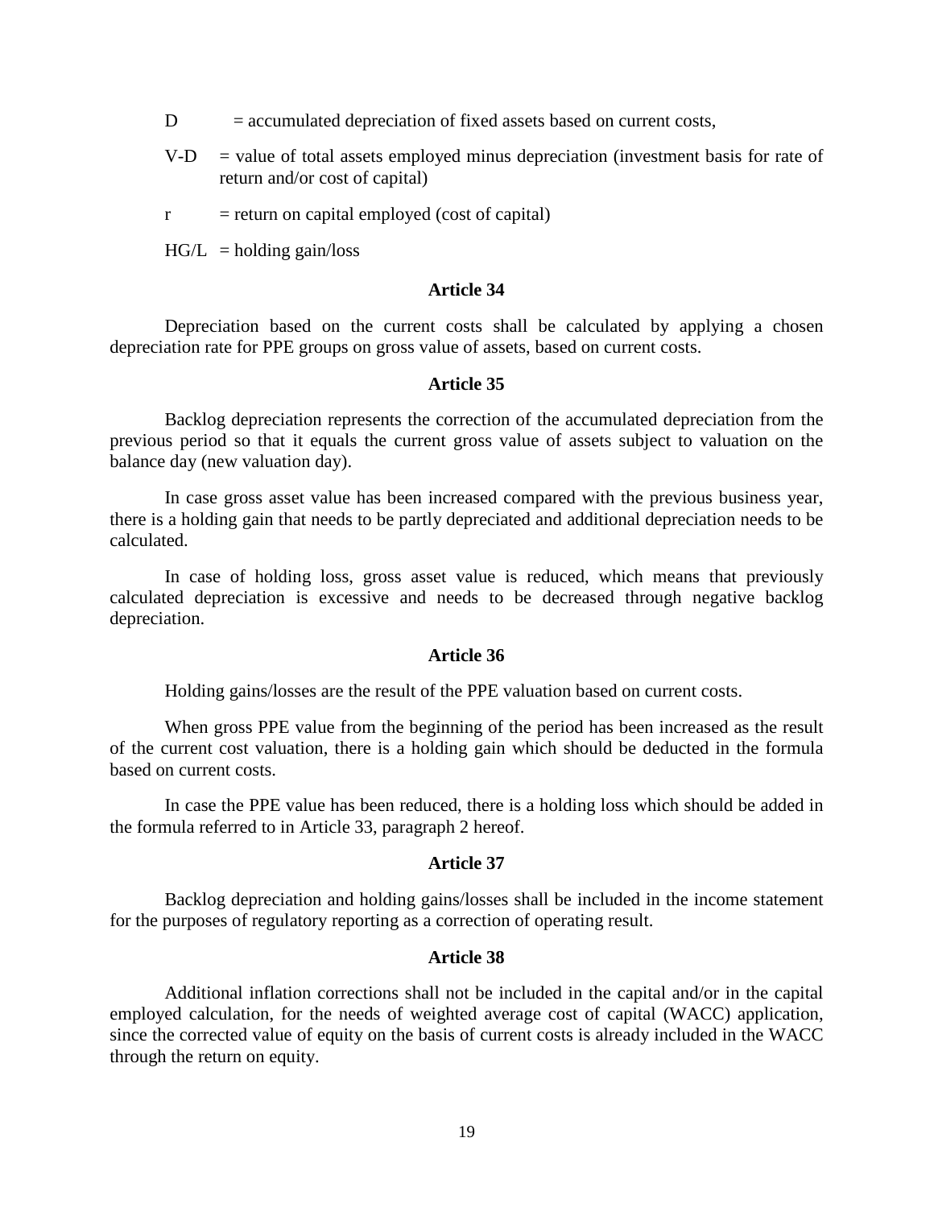$D$ = accumulated depreciation of fixed assets based on current costs,

$V\text{-}D$ = value of total assets employed minus depreciation (investment basis for rate of return and/or cost of capital)

$r$ = return on capital employed (cost of capital)

$HG/L$ = holding gain/loss

### Article 34

Depreciation based on the current costs shall be calculated by applying a chosen depreciation rate for PPE groups on gross value of assets, based on current costs.

### Article 35

Backlog depreciation represents the correction of the accumulated depreciation from the previous period so that it equals the current gross value of assets subject to valuation on the balance day (new valuation day).

In case gross asset value has been increased compared with the previous business year, there is a holding gain that needs to be partly depreciated and additional depreciation needs to be calculated.

In case of holding loss, gross asset value is reduced, which means that previously calculated depreciation is excessive and needs to be decreased through negative backlog depreciation.

### Article 36

Holding gains/losses are the result of the PPE valuation based on current costs.

When gross PPE value from the beginning of the period has been increased as the result of the current cost valuation, there is a holding gain which should be deducted in the formula based on current costs.

In case the PPE value has been reduced, there is a holding loss which should be added in the formula referred to in Article 33, paragraph 2 hereof.

### Article 37

Backlog depreciation and holding gains/losses shall be included in the income statement for the purposes of regulatory reporting as a correction of operating result.

### Article 38

Additional inflation corrections shall not be included in the capital and/or in the capital employed calculation, for the needs of weighted average cost of capital (WACC) application, since the corrected value of equity on the basis of current costs is already included in the WACC through the return on equity.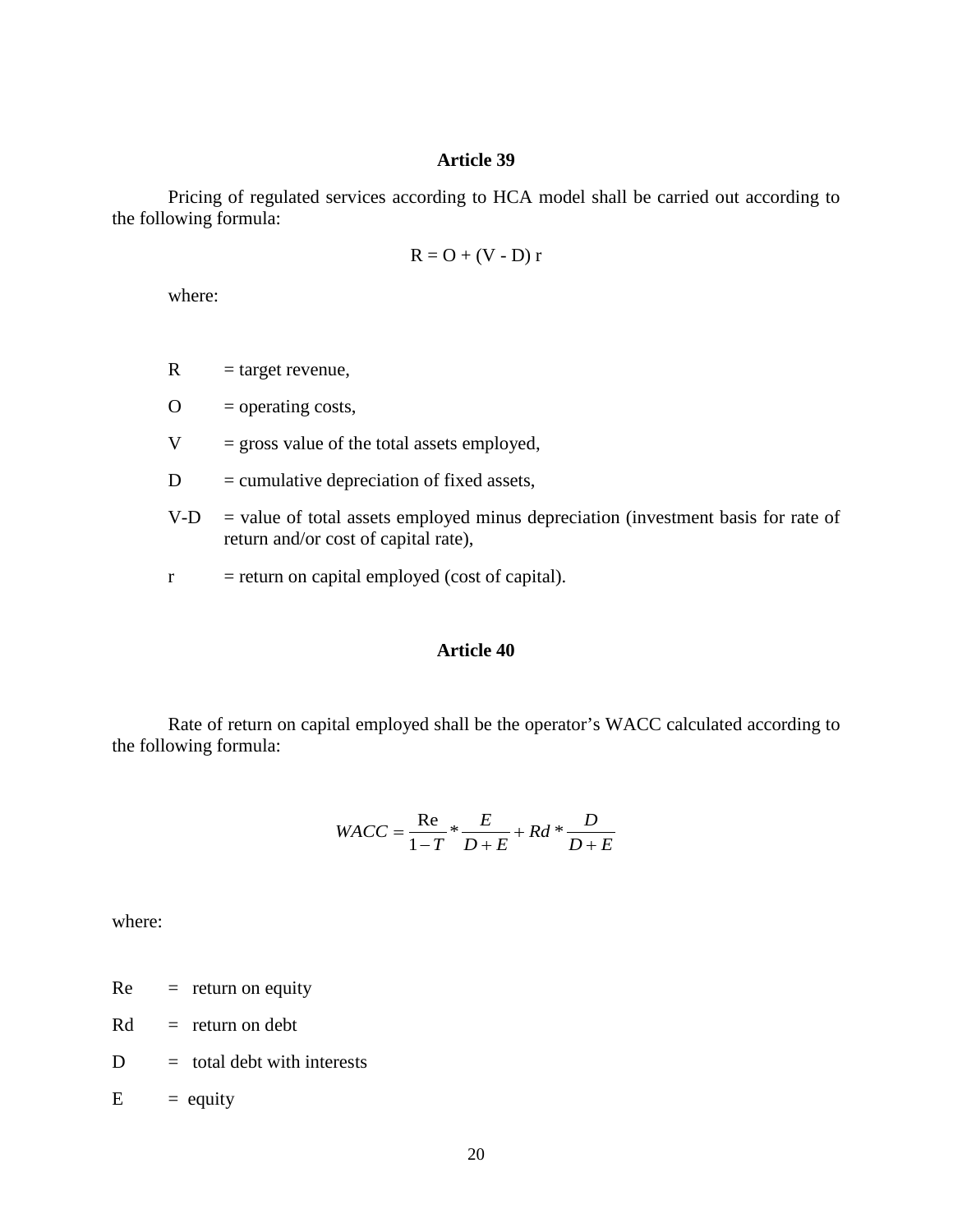### Article 39

Pricing of regulated services according to HCA model shall be carried out according to the following formula:

$$R = O + (V - D)\, r$$

where:

- R = target revenue,
- O = operating costs,
- V = gross value of the total assets employed,
- D = cumulative depreciation of fixed assets,
- V-D = value of total assets employed minus depreciation (investment basis for rate of return and/or cost of capital rate),
- r = return on capital employed (cost of capital).

### Article 40

Rate of return on capital employed shall be the operator's WACC calculated according to the following formula:

$$WACC = \frac{\mathrm{Re}}{1-T} * \frac{E}{D+E} + Rd * \frac{D}{D+E}$$

where:

- Re = return on equity
- Rd = return on debt
- D = total debt with interests
- E = equity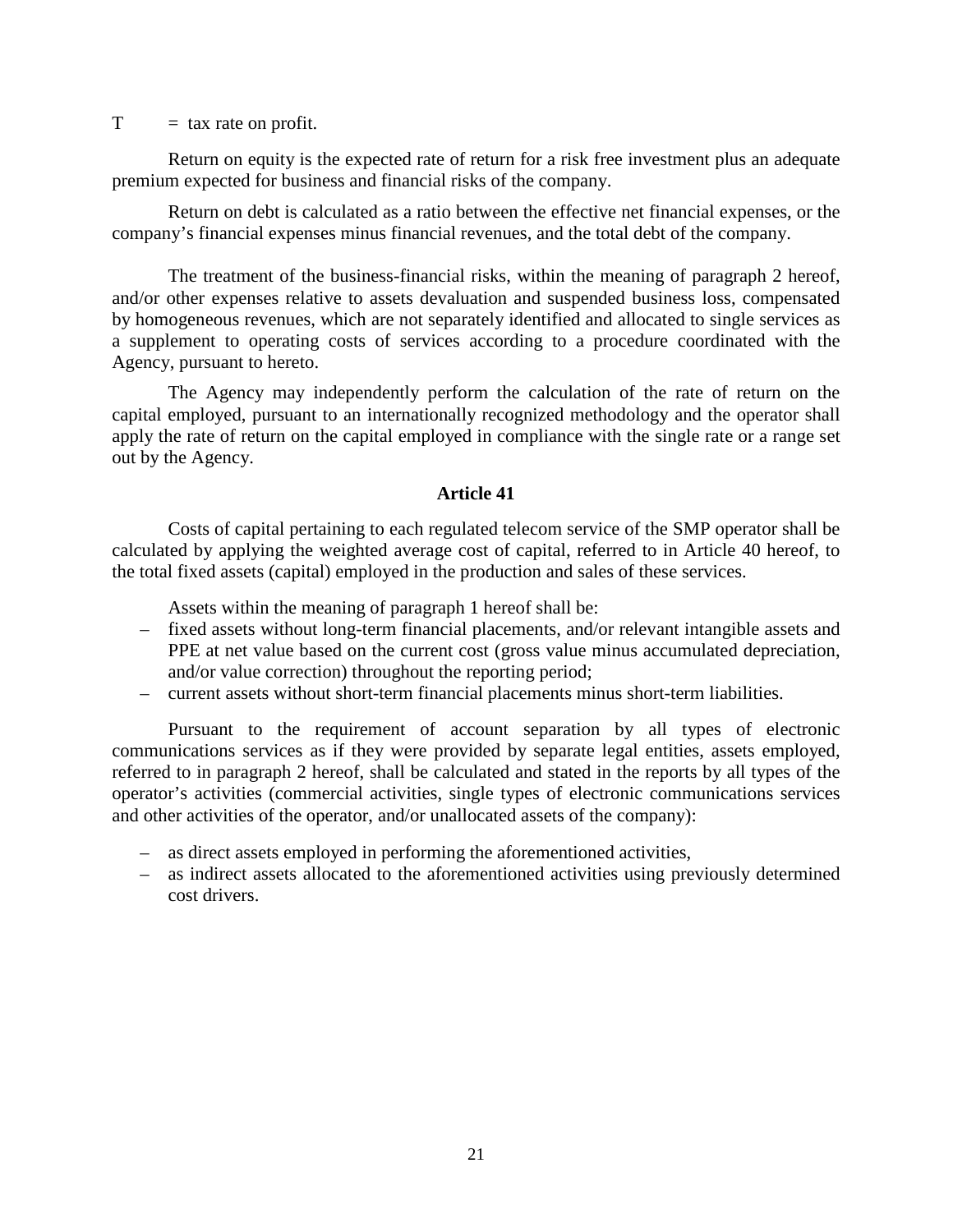$T$ = tax rate on profit.

Return on equity is the expected rate of return for a risk free investment plus an adequate premium expected for business and financial risks of the company.

Return on debt is calculated as a ratio between the effective net financial expenses, or the company's financial expenses minus financial revenues, and the total debt of the company.

The treatment of the business-financial risks, within the meaning of paragraph 2 hereof, and/or other expenses relative to assets devaluation and suspended business loss, compensated by homogeneous revenues, which are not separately identified and allocated to single services as a supplement to operating costs of services according to a procedure coordinated with the Agency, pursuant to hereto.

The Agency may independently perform the calculation of the rate of return on the capital employed, pursuant to an internationally recognized methodology and the operator shall apply the rate of return on the capital employed in compliance with the single rate or a range set out by the Agency.

### Article 41

Costs of capital pertaining to each regulated telecom service of the SMP operator shall be calculated by applying the weighted average cost of capital, referred to in Article 40 hereof, to the total fixed assets (capital) employed in the production and sales of these services.

Assets within the meaning of paragraph 1 hereof shall be:

- fixed assets without long-term financial placements, and/or relevant intangible assets and PPE at net value based on the current cost (gross value minus accumulated depreciation, and/or value correction) throughout the reporting period;
- current assets without short-term financial placements minus short-term liabilities.

Pursuant to the requirement of account separation by all types of electronic communications services as if they were provided by separate legal entities, assets employed, referred to in paragraph 2 hereof, shall be calculated and stated in the reports by all types of the operator's activities (commercial activities, single types of electronic communications services and other activities of the operator, and/or unallocated assets of the company):

- as direct assets employed in performing the aforementioned activities,
- as indirect assets allocated to the aforementioned activities using previously determined cost drivers.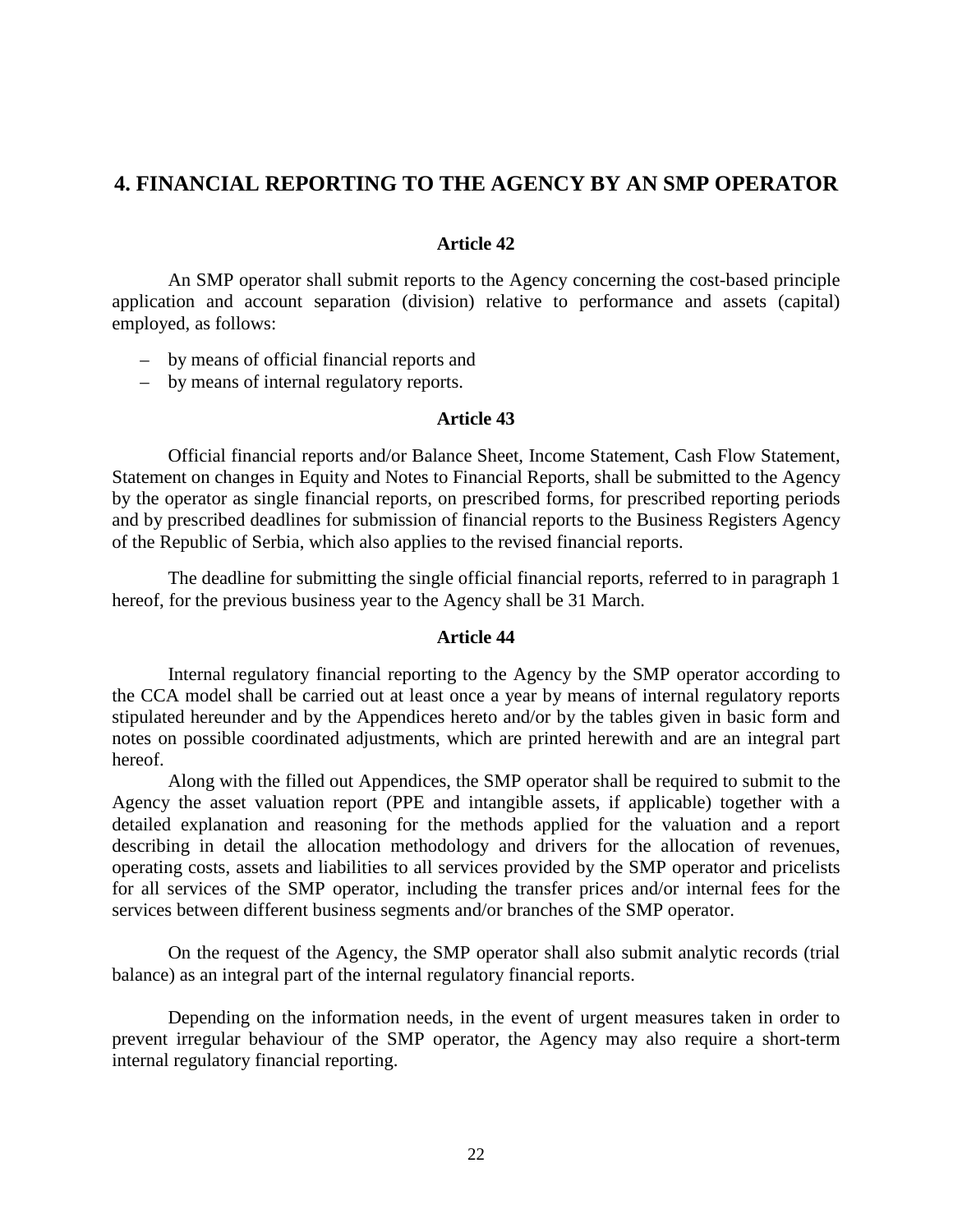# 4. FINANCIAL REPORTING TO THE AGENCY BY AN SMP OPERATOR

**Article 42**

An SMP operator shall submit reports to the Agency concerning the cost-based principle application and account separation (division) relative to performance and assets (capital) employed, as follows:

– by means of official financial reports and
– by means of internal regulatory reports.

**Article 43**

Official financial reports and/or Balance Sheet, Income Statement, Cash Flow Statement, Statement on changes in Equity and Notes to Financial Reports, shall be submitted to the Agency by the operator as single financial reports, on prescribed forms, for prescribed reporting periods and by prescribed deadlines for submission of financial reports to the Business Registers Agency of the Republic of Serbia, which also applies to the revised financial reports.

The deadline for submitting the single official financial reports, referred to in paragraph 1 hereof, for the previous business year to the Agency shall be 31 March.

**Article 44**

Internal regulatory financial reporting to the Agency by the SMP operator according to the CCA model shall be carried out at least once a year by means of internal regulatory reports stipulated hereunder and by the Appendices hereto and/or by the tables given in basic form and notes on possible coordinated adjustments, which are printed herewith and are an integral part hereof.

Along with the filled out Appendices, the SMP operator shall be required to submit to the Agency the asset valuation report (PPE and intangible assets, if applicable) together with a detailed explanation and reasoning for the methods applied for the valuation and a report describing in detail the allocation methodology and drivers for the allocation of revenues, operating costs, assets and liabilities to all services provided by the SMP operator and pricelists for all services of the SMP operator, including the transfer prices and/or internal fees for the services between different business segments and/or branches of the SMP operator.

On the request of the Agency, the SMP operator shall also submit analytic records (trial balance) as an integral part of the internal regulatory financial reports.

Depending on the information needs, in the event of urgent measures taken in order to prevent irregular behaviour of the SMP operator, the Agency may also require a short-term internal regulatory financial reporting.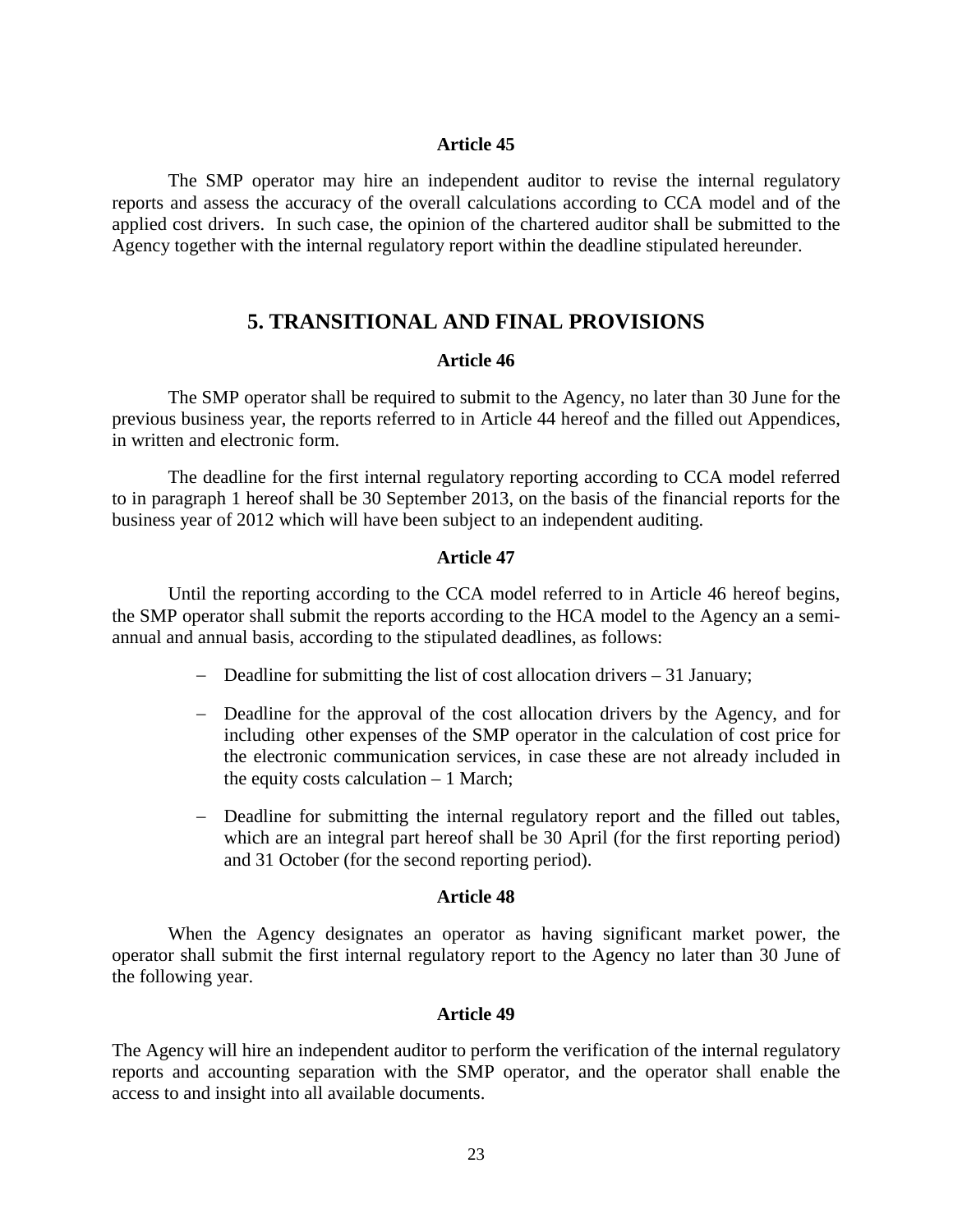#### Article 45

The SMP operator may hire an independent auditor to revise the internal regulatory reports and assess the accuracy of the overall calculations according to CCA model and of the applied cost drivers. In such case, the opinion of the chartered auditor shall be submitted to the Agency together with the internal regulatory report within the deadline stipulated hereunder.

## 5. TRANSITIONAL AND FINAL PROVISIONS

#### Article 46

The SMP operator shall be required to submit to the Agency, no later than 30 June for the previous business year, the reports referred to in Article 44 hereof and the filled out Appendices, in written and electronic form.

The deadline for the first internal regulatory reporting according to CCA model referred to in paragraph 1 hereof shall be 30 September 2013, on the basis of the financial reports for the business year of 2012 which will have been subject to an independent auditing.

#### Article 47

Until the reporting according to the CCA model referred to in Article 46 hereof begins, the SMP operator shall submit the reports according to the HCA model to the Agency an a semi-annual and annual basis, according to the stipulated deadlines, as follows:

- Deadline for submitting the list of cost allocation drivers – 31 January;
- Deadline for the approval of the cost allocation drivers by the Agency, and for including other expenses of the SMP operator in the calculation of cost price for the electronic communication services, in case these are not already included in the equity costs calculation – 1 March;
- Deadline for submitting the internal regulatory report and the filled out tables, which are an integral part hereof shall be 30 April (for the first reporting period) and 31 October (for the second reporting period).

#### Article 48

When the Agency designates an operator as having significant market power, the operator shall submit the first internal regulatory report to the Agency no later than 30 June of the following year.

#### Article 49

The Agency will hire an independent auditor to perform the verification of the internal regulatory reports and accounting separation with the SMP operator, and the operator shall enable the access to and insight into all available documents.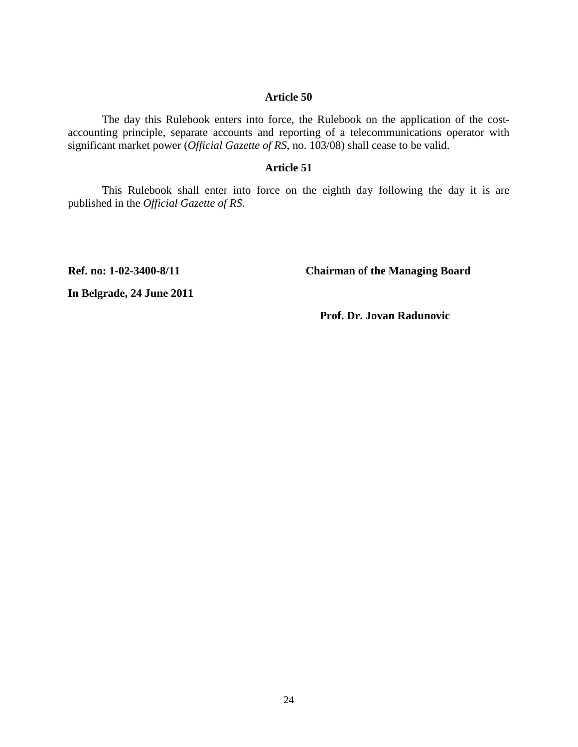### Article 50

The day this Rulebook enters into force, the Rulebook on the application of the cost-accounting principle, separate accounts and reporting of a telecommunications operator with significant market power (*Official Gazette of RS*, no. 103/08) shall cease to be valid.

### Article 51

This Rulebook shall enter into force on the eighth day following the day it is are published in the *Official Gazette of RS*.

**Ref. no: 1-02-3400-8/11**

**In Belgrade, 24 June 2011**

**Chairman of the Managing Board**

**Prof. Dr. Jovan Radunovic**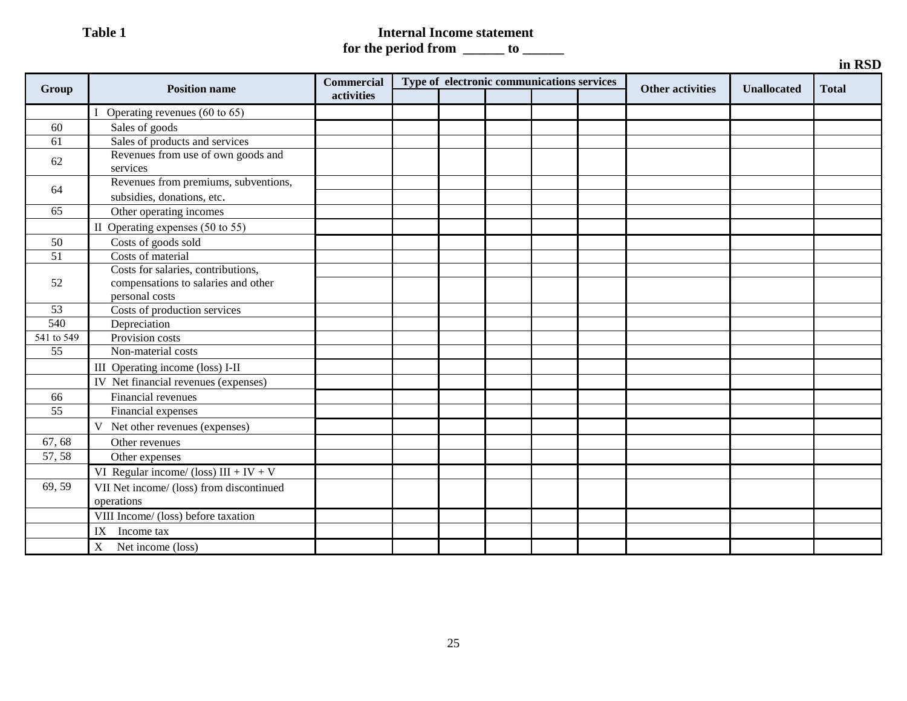**Table 1**

**Internal Income statement**
**for the period from ______ to ______**

**in RSD**

| Group | Position name | Commercial activities | Type of electronic communications services | | | | | Other activities | Unallocated | Total |
|---|---|---|---|---|---|---|---|---|---|---|
| | | | | | | | | | | |
| | I Operating revenues (60 to 65) | | | | | | | | | |
| 60 | Sales of goods | | | | | | | | | |
| 61 | Sales of products and services | | | | | | | | | |
| 62 | Revenues from use of own goods and services | | | | | | | | | |
| 64 | Revenues from premiums, subventions, subsidies, donations, etc. | | | | | | | | | |
| 65 | Other operating incomes | | | | | | | | | |
| | II Operating expenses (50 to 55) | | | | | | | | | |
| 50 | Costs of goods sold | | | | | | | | | |
| 51 | Costs of material | | | | | | | | | |
| 52 | Costs for salaries, contributions, compensations to salaries and other personal costs | | | | | | | | | |
| 53 | Costs of production services | | | | | | | | | |
| 540 | Depreciation | | | | | | | | | |
| 541 to 549 | Provision costs | | | | | | | | | |
| 55 | Non-material costs | | | | | | | | | |
| | III Operating income (loss) I-II | | | | | | | | | |
| | IV Net financial revenues (expenses) | | | | | | | | | |
| 66 | Financial revenues | | | | | | | | | |
| 55 | Financial expenses | | | | | | | | | |
| | V Net other revenues (expenses) | | | | | | | | | |
| 67, 68 | Other revenues | | | | | | | | | |
| 57, 58 | Other expenses | | | | | | | | | |
| | VI Regular income/ (loss) III + IV + V | | | | | | | | | |
| 69, 59 | VII Net income/ (loss) from discontinued operations | | | | | | | | | |
| | VIII Income/ (loss) before taxation | | | | | | | | | |
| | IX Income tax | | | | | | | | | |
| | X Net income (loss) | | | | | | | | | |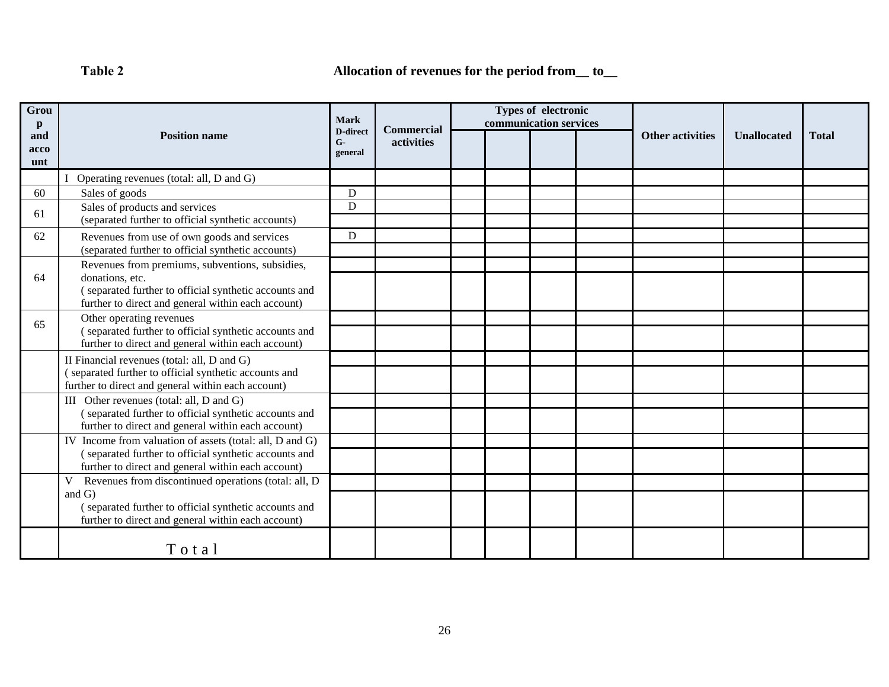**Table 2** **Allocation of revenues for the period from__ to__**

| Group and account | Position name | Mark D-direct G-general | Commercial activities | Types of electronic communication services | | | | Other activities | Unallocated | Total |
|---|---|---|---|---|---|---|---|---|---|---|
| | | | | | | | | | | |
| | I Operating revenues (total: all, D and G) | | | | | | | | | |
| 60 | Sales of goods | D | | | | | | | | |
| 61 | Sales of products and services (separated further to official synthetic accounts) | D | | | | | | | | |
| | | | | | | | | | | |
| 62 | Revenues from use of own goods and services (separated further to official synthetic accounts) | D | | | | | | | | |
| | | | | | | | | | | |
| 64 | Revenues from premiums, subventions, subsidies, donations, etc. ( separated further to official synthetic accounts and further to direct and general within each account) | | | | | | | | | |
| | | | | | | | | | | |
| 65 | Other operating revenues ( separated further to official synthetic accounts and further to direct and general within each account) | | | | | | | | | |
| | | | | | | | | | | |
| | II Financial revenues (total: all, D and G) ( separated further to official synthetic accounts and further to direct and general within each account) | | | | | | | | | |
| | | | | | | | | | | |
| | III Other revenues (total: all, D and G) ( separated further to official synthetic accounts and further to direct and general within each account) | | | | | | | | | |
| | | | | | | | | | | |
| | IV Income from valuation of assets (total: all, D and G) ( separated further to official synthetic accounts and further to direct and general within each account) | | | | | | | | | |
| | | | | | | | | | | |
| | V Revenues from discontinued operations (total: all, D and G) ( separated further to official synthetic accounts and further to direct and general within each account) | | | | | | | | | |
| | | | | | | | | | | |
| | Total | | | | | | | | | |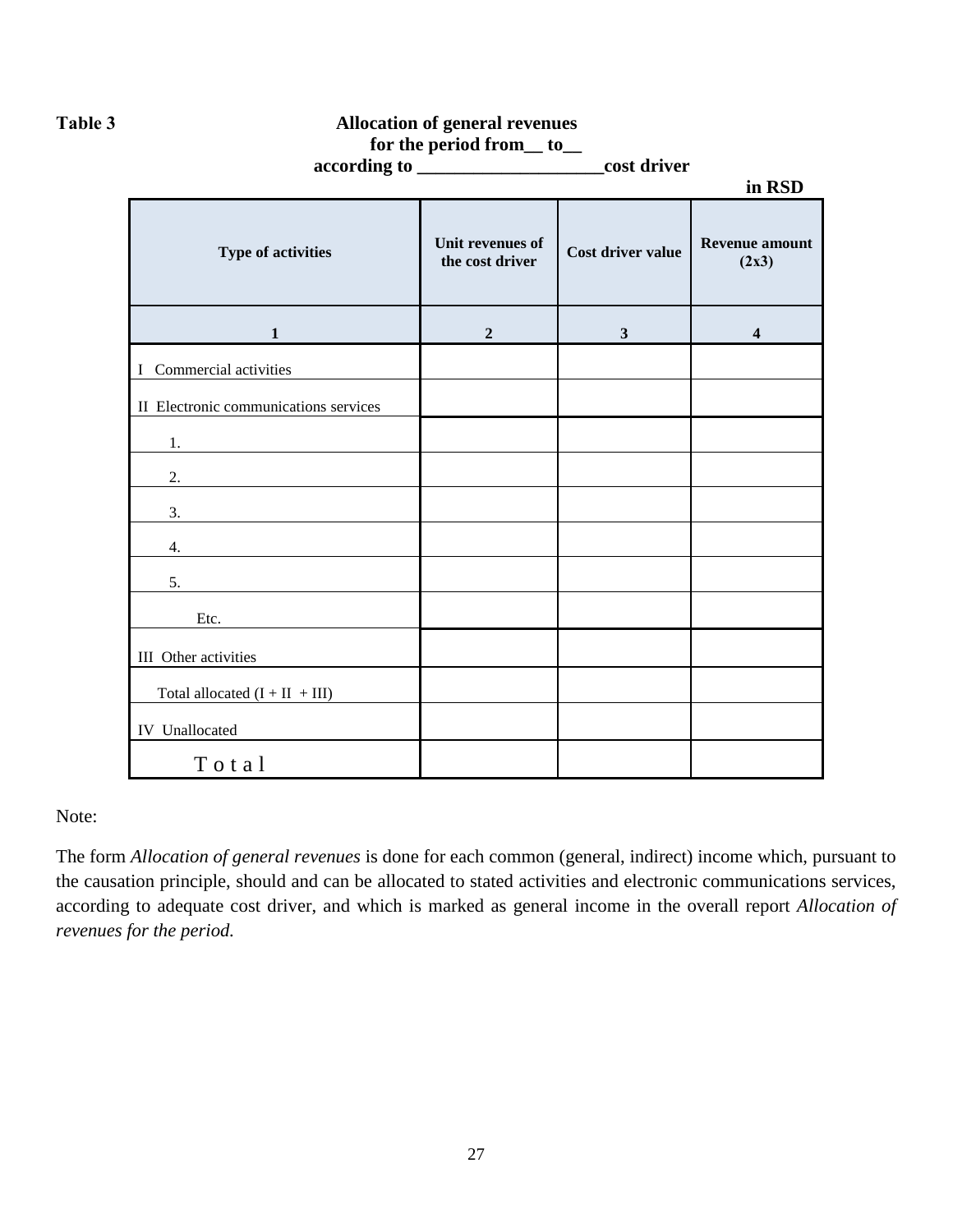**Table 3** **Allocation of general revenues**
**for the period from__ to__**
**according to ____________________cost driver**

**in RSD**

| Type of activities | Unit revenues of the cost driver | Cost driver value | Revenue amount (2x3) |
|---|---|---|---|
| 1 | 2 | 3 | 4 |
| I Commercial activities | | | |
| II Electronic communications services | | | |
| 1. | | | |
| 2. | | | |
| 3. | | | |
| 4. | | | |
| 5. | | | |
| Etc. | | | |
| III Other activities | | | |
| Total allocated (I + II + III) | | | |
| IV Unallocated | | | |
| T o t a l | | | |

Note:

The form *Allocation of general revenues* is done for each common (general, indirect) income which, pursuant to the causation principle, should and can be allocated to stated activities and electronic communications services, according to adequate cost driver, and which is marked as general income in the overall report *Allocation of revenues for the period.*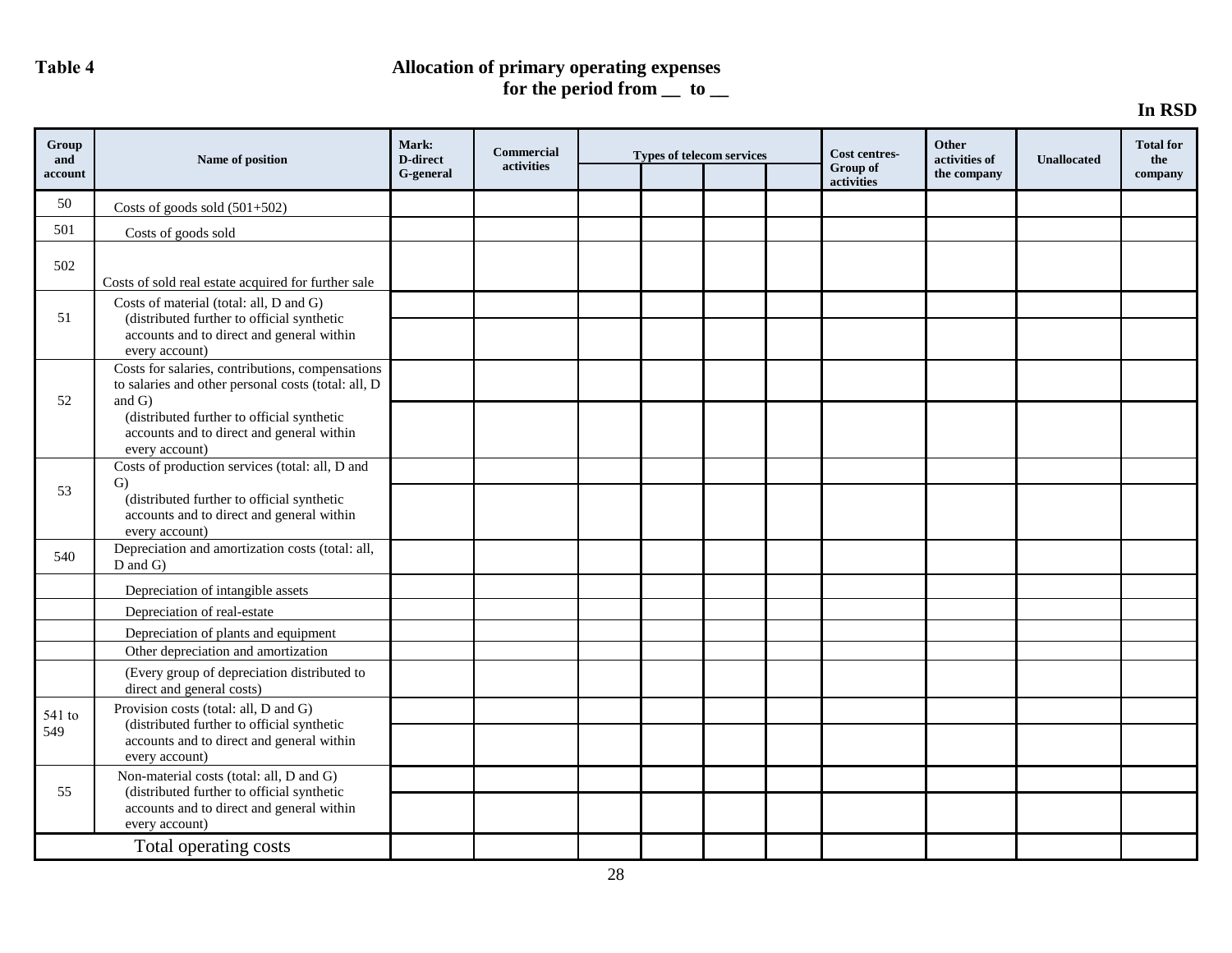**Table 4**

**Allocation of primary operating expenses for the period from __ to __**

**In RSD**

| Group and account | Name of position | Mark: D-direct G-general | Commercial activities | Types of telecom services | | | | Cost centres- Group of activities | Other activities of the company | Unallocated | Total for the company |
|---|---|---|---|---|---|---|---|---|---|---|---|
| | | | | | | | | | | | |
| 50 | Costs of goods sold (501+502) | | | | | | | | | | |
| 501 | Costs of goods sold | | | | | | | | | | |
| 502 | Costs of sold real estate acquired for further sale | | | | | | | | | | |
| 51 | Costs of material (total: all, D and G) (distributed further to official synthetic accounts and to direct and general within every account) | | | | | | | | | | |
| | | | | | | | | | | | |
| 52 | Costs for salaries, contributions, compensations to salaries and other personal costs (total: all, D and G) (distributed further to official synthetic accounts and to direct and general within every account) | | | | | | | | | | |
| | | | | | | | | | | | |
| 53 | Costs of production services (total: all, D and G) (distributed further to official synthetic accounts and to direct and general within every account) | | | | | | | | | | |
| | | | | | | | | | | | |
| 540 | Depreciation and amortization costs (total: all, D and G) | | | | | | | | | | |
| | Depreciation of intangible assets | | | | | | | | | | |
| | Depreciation of real-estate | | | | | | | | | | |
| | Depreciation of plants and equipment | | | | | | | | | | |
| | Other depreciation and amortization | | | | | | | | | | |
| | (Every group of depreciation distributed to direct and general costs) | | | | | | | | | | |
| 541 to 549 | Provision costs (total: all, D and G) (distributed further to official synthetic accounts and to direct and general within every account) | | | | | | | | | | |
| | | | | | | | | | | | |
| 55 | Non-material costs (total: all, D and G) (distributed further to official synthetic accounts and to direct and general within every account) | | | | | | | | | | |
| | | | | | | | | | | | |
| Total operating costs | | | | | | | | | | | |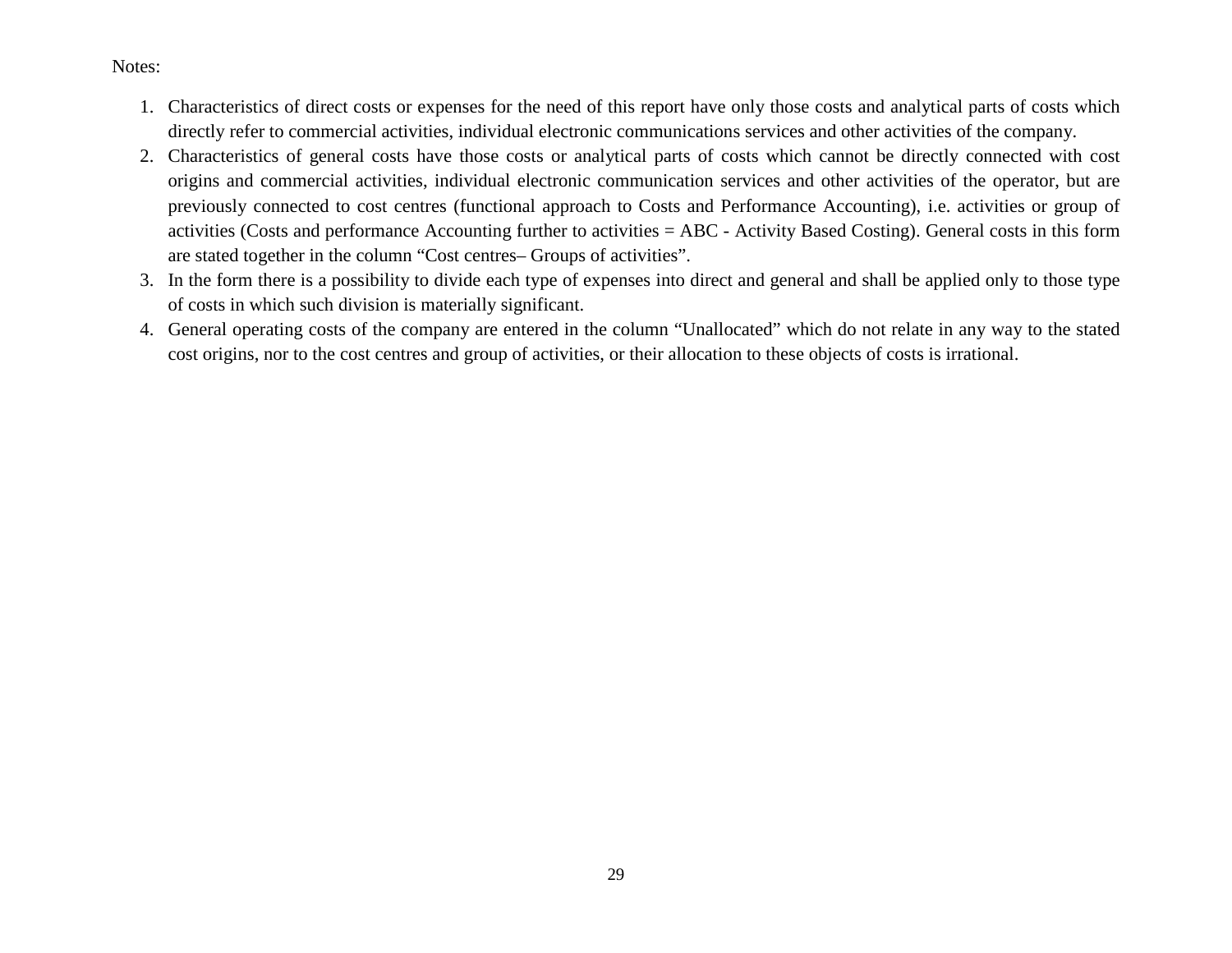Notes:

1. Characteristics of direct costs or expenses for the need of this report have only those costs and analytical parts of costs which directly refer to commercial activities, individual electronic communications services and other activities of the company.
2. Characteristics of general costs have those costs or analytical parts of costs which cannot be directly connected with cost origins and commercial activities, individual electronic communication services and other activities of the operator, but are previously connected to cost centres (functional approach to Costs and Performance Accounting), i.e. activities or group of activities (Costs and performance Accounting further to activities = ABC - Activity Based Costing). General costs in this form are stated together in the column "Cost centres– Groups of activities".
3. In the form there is a possibility to divide each type of expenses into direct and general and shall be applied only to those type of costs in which such division is materially significant.
4. General operating costs of the company are entered in the column "Unallocated" which do not relate in any way to the stated cost origins, nor to the cost centres and group of activities, or their allocation to these objects of costs is irrational.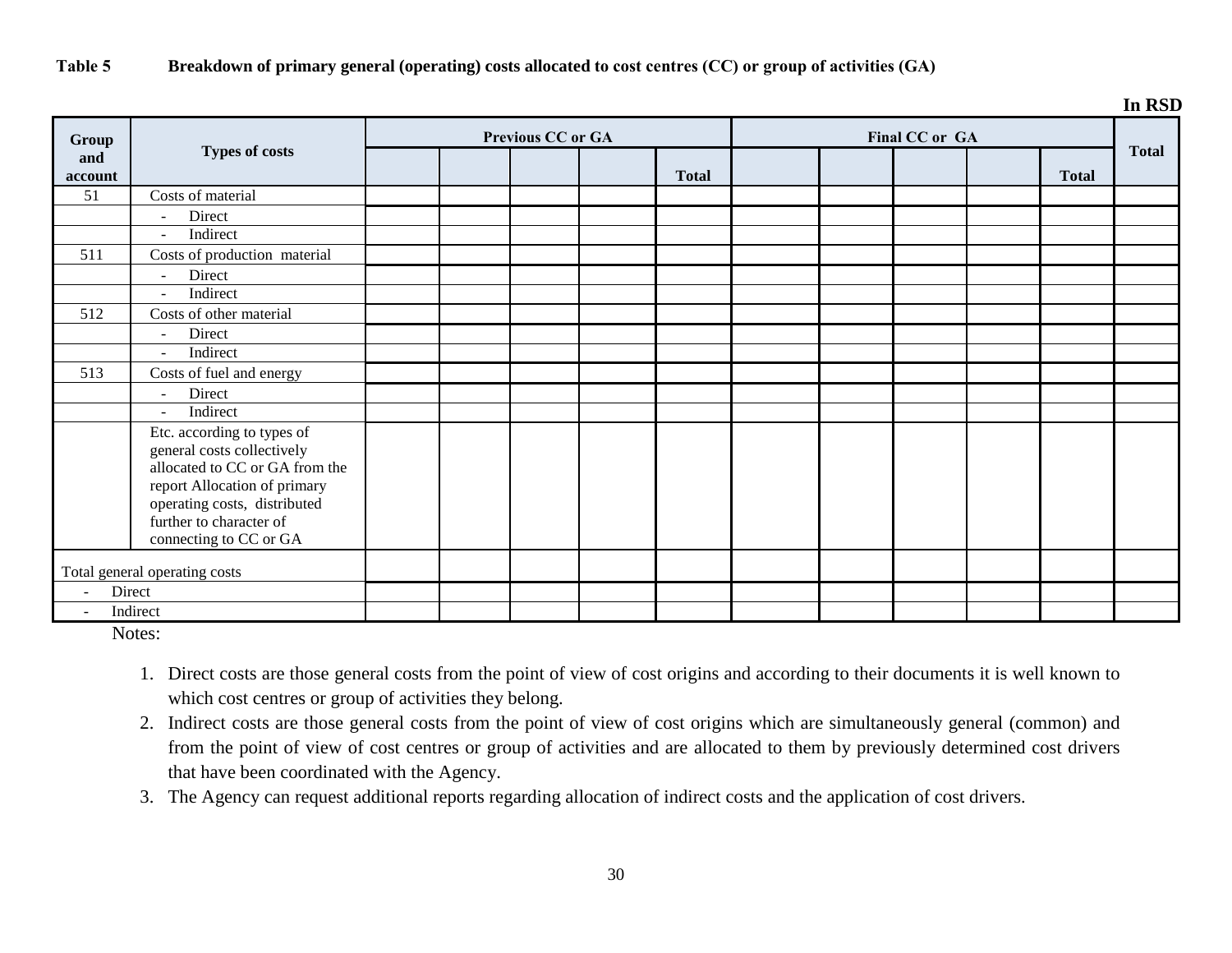**Table 5 Breakdown of primary general (operating) costs allocated to cost centres (CC) or group of activities (GA)**

**In RSD**

| Group and account | Types of costs | Previous CC or GA | | | | | Final CC or GA | | | | | Total |
|---|---|---|---|---|---|---|---|---|---|---|---|---|
| | | | | | | Total | | | | | Total | |
| 51 | Costs of material | | | | | | | | | | | |
| | - Direct | | | | | | | | | | | |
| | - Indirect | | | | | | | | | | | |
| 511 | Costs of production material | | | | | | | | | | | |
| | - Direct | | | | | | | | | | | |
| | - Indirect | | | | | | | | | | | |
| 512 | Costs of other material | | | | | | | | | | | |
| | - Direct | | | | | | | | | | | |
| | - Indirect | | | | | | | | | | | |
| 513 | Costs of fuel and energy | | | | | | | | | | | |
| | - Direct | | | | | | | | | | | |
| | - Indirect | | | | | | | | | | | |
| | Etc. according to types of general costs collectively allocated to CC or GA from the report Allocation of primary operating costs, distributed further to character of connecting to CC or GA | | | | | | | | | | | |
| Total general operating costs | | | | | | | | | | | | |
| - Direct | | | | | | | | | | | | |
| - Indirect | | | | | | | | | | | | |

Notes:

1. Direct costs are those general costs from the point of view of cost origins and according to their documents it is well known to which cost centres or group of activities they belong.
2. Indirect costs are those general costs from the point of view of cost origins which are simultaneously general (common) and from the point of view of cost centres or group of activities and are allocated to them by previously determined cost drivers that have been coordinated with the Agency.
3. The Agency can request additional reports regarding allocation of indirect costs and the application of cost drivers.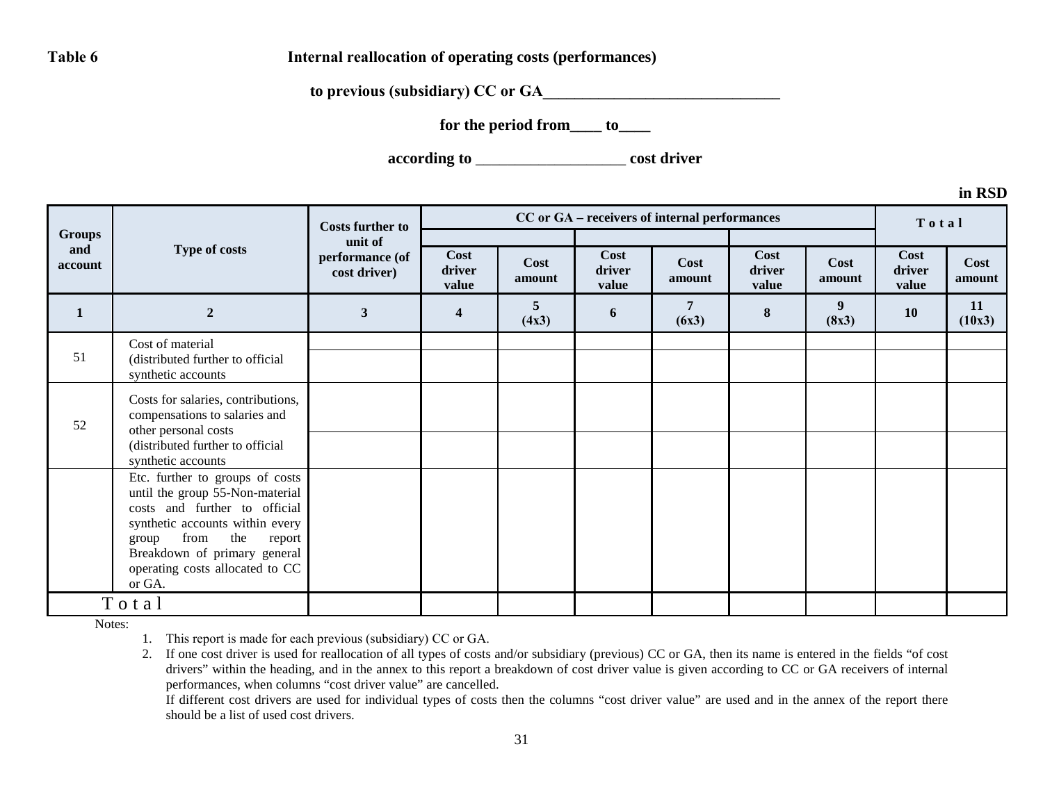**Table 6** **Internal reallocation of operating costs (performances)**

**to previous (subsidiary) CC or GA_______________________________**

**for the period from____ to____**

**according to ___________________ cost driver**

**in RSD**

| Groups and account | Type of costs | Costs further to unit of performance (of cost driver) | CC or GA – receivers of internal performances | | | | | | Total | |
|---|---|---|---|---|---|---|---|---|---|---|
| | | | | | | | | | | |
| | | | Cost driver value | Cost amount | Cost driver value | Cost amount | Cost driver value | Cost amount | Cost driver value | Cost amount |
| **1** | **2** | **3** | **4** | **5 (4x3)** | **6** | **7 (6x3)** | **8** | **9 (8x3)** | **10** | **11 (10x3)** |
| 51 | Cost of material (distributed further to official synthetic accounts | | | | | | | | | |
| | | | | | | | | | | |
| 52 | Costs for salaries, contributions, compensations to salaries and other personal costs (distributed further to official synthetic accounts | | | | | | | | | |
| | | | | | | | | | | |
| | Etc. further to groups of costs until the group 55-Non-material costs and further to official synthetic accounts within every group from the report Breakdown of primary general operating costs allocated to CC or GA. | | | | | | | | | |
| Total | | | | | | | | | | |

Notes:

1. This report is made for each previous (subsidiary) CC or GA.
2. If one cost driver is used for reallocation of all types of costs and/or subsidiary (previous) CC or GA, then its name is entered in the fields "of cost drivers" within the heading, and in the annex to this report a breakdown of cost driver value is given according to CC or GA receivers of internal performances, when columns "cost driver value" are cancelled.
   If different cost drivers are used for individual types of costs then the columns "cost driver value" are used and in the annex of the report there should be a list of used cost drivers.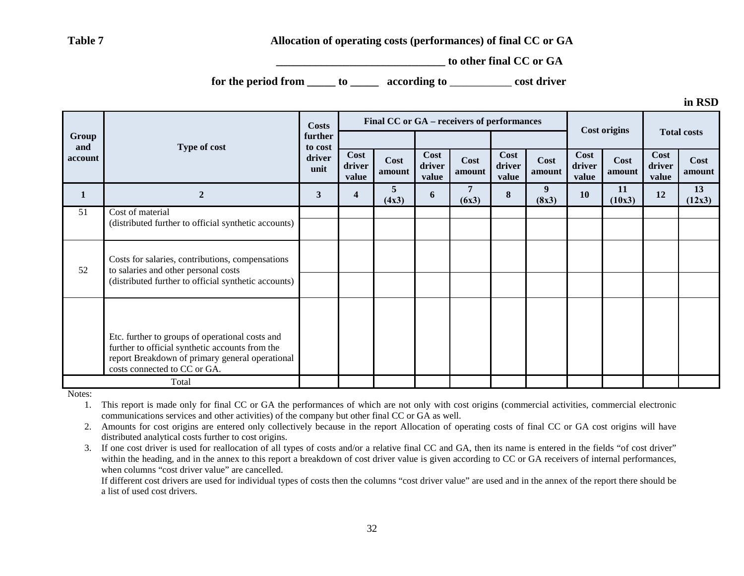**Table 7** **Allocation of operating costs (performances) of final CC or GA**

**______________________________ to other final CC or GA**

**for the period from _____ to _____ according to ___________ cost driver**

**in RSD**

| Group and account | Type of cost | Costs further to cost driver unit | Final CC or GA – receivers of performances | | | | | | Cost origins | | Total costs | |
|---|---|---|---|---|---|---|---|---|---|---|---|---|
| | | | | | | | | | | | | |
| | | | Cost driver value | Cost amount | Cost driver value | Cost amount | Cost driver value | Cost amount | Cost driver value | Cost amount | Cost driver value | Cost amount |
| **1** | **2** | **3** | **4** | **5 (4x3)** | **6** | **7 (6x3)** | **8** | **9 (8x3)** | **10** | **11 (10x3)** | **12** | **13 (12x3)** |
| 51 | Cost of material (distributed further to official synthetic accounts) | | | | | | | | | | | |
| | | | | | | | | | | | | |
| 52 | Costs for salaries, contributions, compensations to salaries and other personal costs (distributed further to official synthetic accounts) | | | | | | | | | | | |
| | | | | | | | | | | | | |
| | Etc. further to groups of operational costs and further to official synthetic accounts from the report Breakdown of primary general operational costs connected to CC or GA. | | | | | | | | | | | |
| Total | | | | | | | | | | | | |

Notes:

1. This report is made only for final CC or GA the performances of which are not only with cost origins (commercial activities, commercial electronic communications services and other activities) of the company but other final CC or GA as well.
2. Amounts for cost origins are entered only collectively because in the report Allocation of operating costs of final CC or GA cost origins will have distributed analytical costs further to cost origins.
3. If one cost driver is used for reallocation of all types of costs and/or a relative final CC and GA, then its name is entered in the fields “of cost driver” within the heading, and in the annex to this report a breakdown of cost driver value is given according to CC or GA receivers of internal performances, when columns “cost driver value” are cancelled.

   If different cost drivers are used for individual types of costs then the columns “cost driver value” are used and in the annex of the report there should be a list of used cost drivers.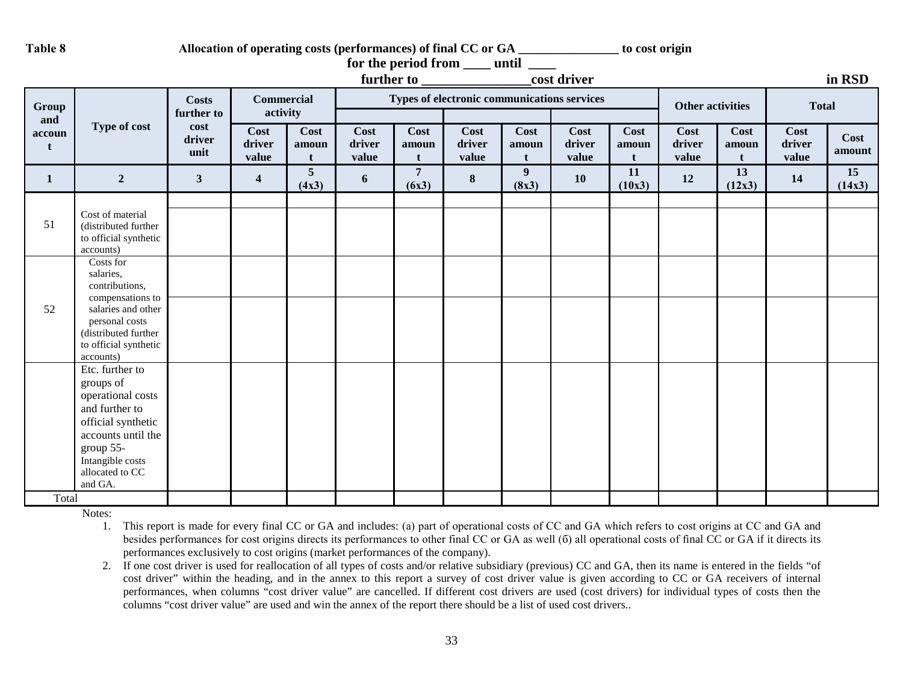**Table 8** **Allocation of operating costs (performances) of final CC or GA _______________ to cost origin for the period from ____ until ____ further to ________________cost driver**

in RSD

| Group and account | Type of cost | Costs further to cost driver unit | Commercial activity | | Types of electronic communications services | | | | | | Other activities | | Total | |
|---|---|---|---|---|---|---|---|---|---|---|---|---|---|---|
| | | | | | | | | | | | | | | |
| | | | Cost driver value | Cost amount | Cost driver value | Cost amount | Cost driver value | Cost amount | Cost driver value | Cost amount | Cost driver value | Cost amount | Cost driver value | Cost amount |
| 1 | 2 | 3 | 4 | 5 (4x3) | 6 | 7 (6x3) | 8 | 9 (8x3) | 10 | 11 (10x3) | 12 | 13 (12x3) | 14 | 15 (14x3) |
| | | | | | | | | | | | | | | |
| 51 | Cost of material (distributed further to official synthetic accounts) | | | | | | | | | | | | | |
| 52 | Costs for salaries, contributions, compensations to salaries and other personal costs (distributed further to official synthetic accounts) | | | | | | | | | | | | | |
| | | | | | | | | | | | | | | |
| | Etc. further to groups of operational costs and further to official synthetic accounts until the group 55- Intangible costs allocated to CC and GA. | | | | | | | | | | | | | |
| Total | | | | | | | | | | | | | | |

Notes:

1. This report is made for every final CC or GA and includes: (a) part of operational costs of CC and GA which refers to cost origins at CC and GA and besides performances for cost origins directs its performances to other final CC or GA as well (б) all operational costs of final CC or GA if it directs its performances exclusively to cost origins (market performances of the company).
2. If one cost driver is used for reallocation of all types of costs and/or relative subsidiary (previous) CC and GA, then its name is entered in the fields "of cost driver" within the heading, and in the annex to this report a survey of cost driver value is given according to CC or GA receivers of internal performances, when columns "cost driver value" are cancelled. If different cost drivers are used (cost drivers) for individual types of costs then the columns "cost driver value" are used and win the annex of the report there should be a list of used cost drivers..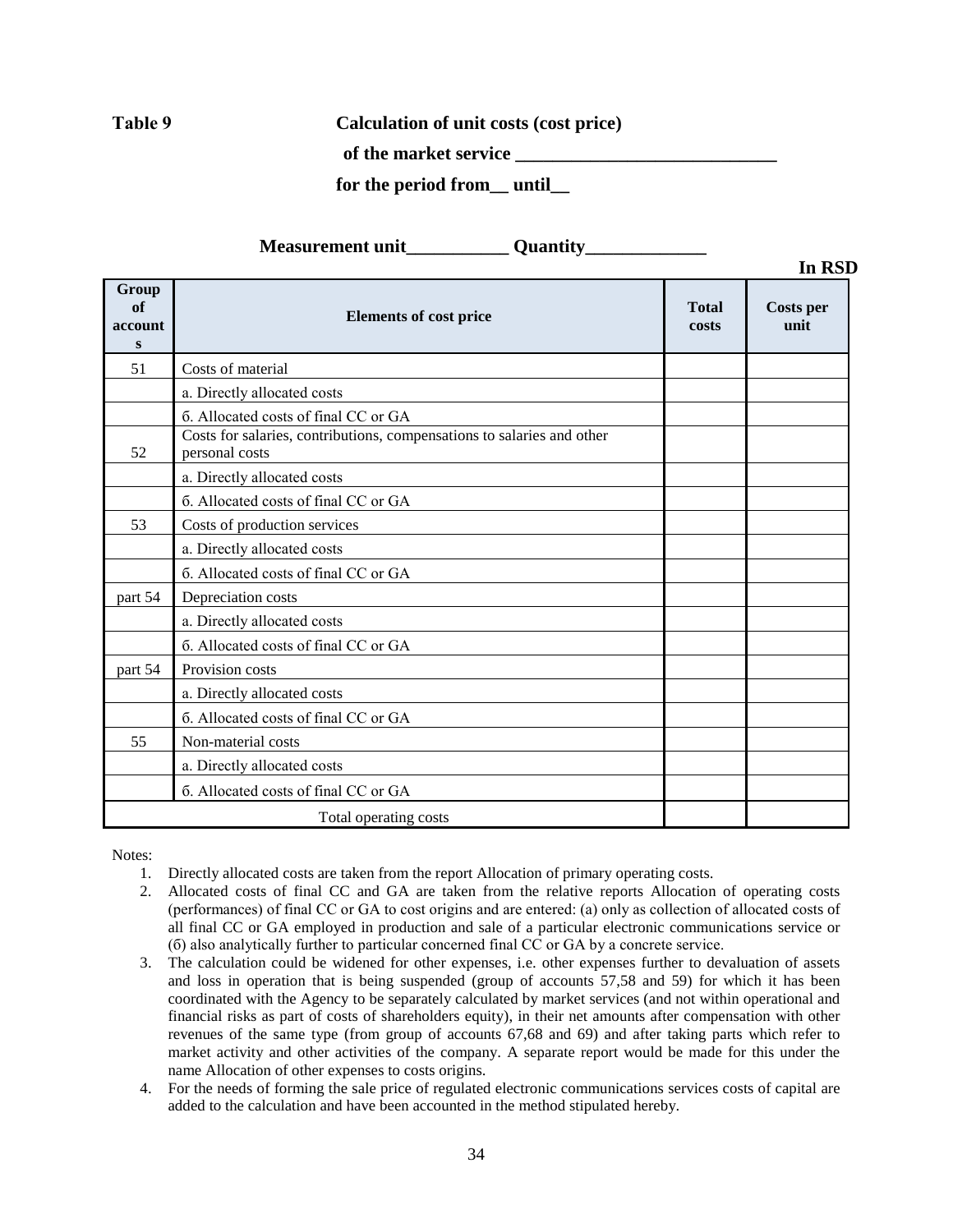**Table 9** **Calculation of unit costs (cost price)**

**of the market service ____________________________**

**for the period from__ until__**

**Measurement unit___________ Quantity_____________**

**In RSD**

| Group of accounts | Elements of cost price | Total costs | Costs per unit |
|---|---|---|---|
| 51 | Costs of material | | |
| | a. Directly allocated costs | | |
| | б. Allocated costs of final CC or GA | | |
| 52 | Costs for salaries, contributions, compensations to salaries and other personal costs | | |
| | a. Directly allocated costs | | |
| | б. Allocated costs of final CC or GA | | |
| 53 | Costs of production services | | |
| | a. Directly allocated costs | | |
| | б. Allocated costs of final CC or GA | | |
| part 54 | Depreciation costs | | |
| | a. Directly allocated costs | | |
| | б. Allocated costs of final CC or GA | | |
| part 54 | Provision costs | | |
| | a. Directly allocated costs | | |
| | б. Allocated costs of final CC or GA | | |
| 55 | Non-material costs | | |
| | a. Directly allocated costs | | |
| | б. Allocated costs of final CC or GA | | |
| Total operating costs | | | |

Notes:

1. Directly allocated costs are taken from the report Allocation of primary operating costs.
2. Allocated costs of final CC and GA are taken from the relative reports Allocation of operating costs (performances) of final CC or GA to cost origins and are entered: (a) only as collection of allocated costs of all final CC or GA employed in production and sale of a particular electronic communications service or (б) also analytically further to particular concerned final CC or GA by a concrete service.
3. The calculation could be widened for other expenses, i.e. other expenses further to devaluation of assets and loss in operation that is being suspended (group of accounts 57,58 and 59) for which it has been coordinated with the Agency to be separately calculated by market services (and not within operational and financial risks as part of costs of shareholders equity), in their net amounts after compensation with other revenues of the same type (from group of accounts 67,68 and 69) and after taking parts which refer to market activity and other activities of the company. A separate report would be made for this under the name Allocation of other expenses to costs origins.
4. For the needs of forming the sale price of regulated electronic communications services costs of capital are added to the calculation and have been accounted in the method stipulated hereby.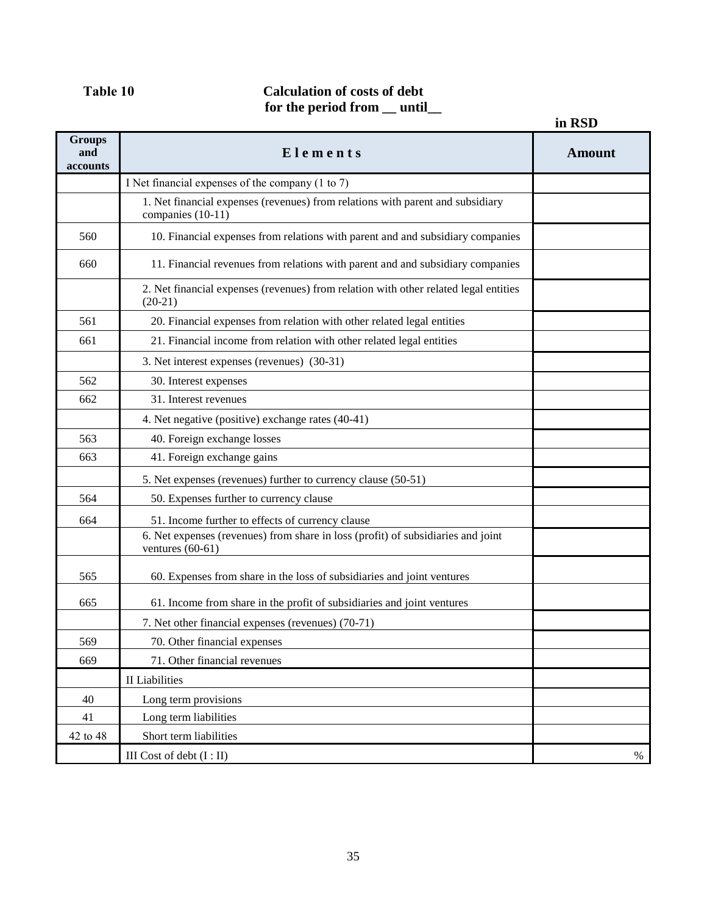**Table 10** **Calculation of costs of debt for the period from __ until__**

in RSD

| Groups and accounts | Elements | Amount |
|---|---|---|
| | I Net financial expenses of the company (1 to 7) | |
| | 1. Net financial expenses (revenues) from relations with parent and subsidiary companies (10-11) | |
| 560 | 10. Financial expenses from relations with parent and and subsidiary companies | |
| 660 | 11. Financial revenues from relations with parent and and subsidiary companies | |
| | 2. Net financial expenses (revenues) from relation with other related legal entities (20-21) | |
| 561 | 20. Financial expenses from relation with other related legal entities | |
| 661 | 21. Financial income from relation with other related legal entities | |
| | 3. Net interest expenses (revenues) (30-31) | |
| 562 | 30. Interest expenses | |
| 662 | 31. Interest revenues | |
| | 4. Net negative (positive) exchange rates (40-41) | |
| 563 | 40. Foreign exchange losses | |
| 663 | 41. Foreign exchange gains | |
| | 5. Net expenses (revenues) further to currency clause (50-51) | |
| 564 | 50. Expenses further to currency clause | |
| 664 | 51. Income further to effects of currency clause | |
| | 6. Net expenses (revenues) from share in loss (profit) of subsidiaries and joint ventures (60-61) | |
| 565 | 60. Expenses from share in the loss of subsidiaries and joint ventures | |
| 665 | 61. Income from share in the profit of subsidiaries and joint ventures | |
| | 7. Net other financial expenses (revenues) (70-71) | |
| 569 | 70. Other financial expenses | |
| 669 | 71. Other financial revenues | |
| | II Liabilities | |
| 40 | Long term provisions | |
| 41 | Long term liabilities | |
| 42 to 48 | Short term liabilities | |
| | III Cost of debt (I : II) | % |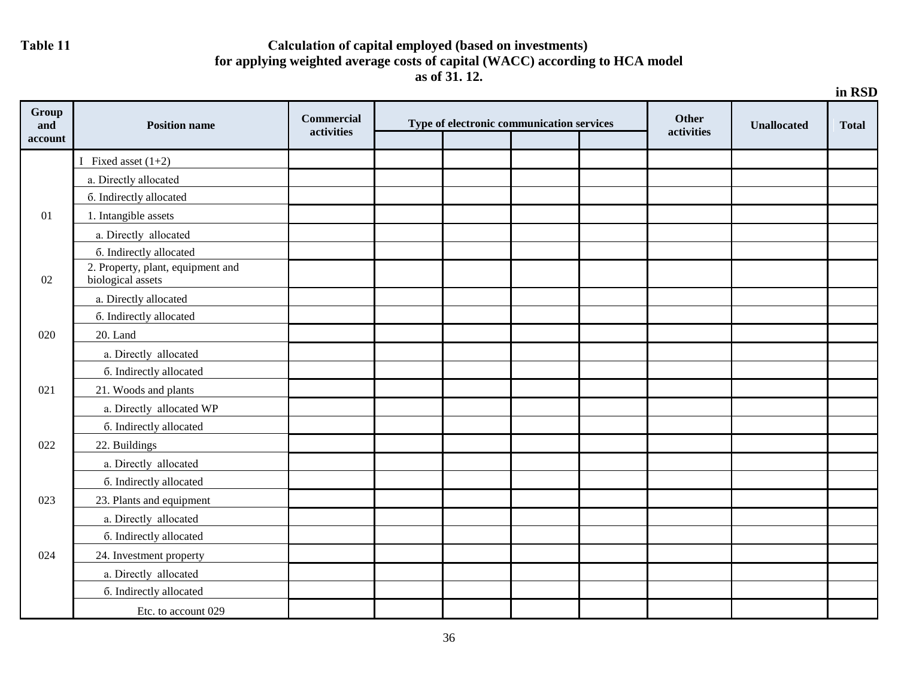**Table 11**

**Calculation of capital employed (based on investments) for applying weighted average costs of capital (WACC) according to HCA model as of 31. 12.**

**in RSD**

| Group and account | Position name | Commercial activities | Type of electronic communication services | | | | Other activities | Unallocated | Total |
|---|---|---|---|---|---|---|---|---|---|
| | | | | | | | | | |
| | I Fixed asset (1+2) | | | | | | | | |
| | a. Directly allocated | | | | | | | | |
| | б. Indirectly allocated | | | | | | | | |
| 01 | 1. Intangible assets | | | | | | | | |
| | a. Directly allocated | | | | | | | | |
| | б. Indirectly allocated | | | | | | | | |
| 02 | 2. Property, plant, equipment and biological assets | | | | | | | | |
| | a. Directly allocated | | | | | | | | |
| | б. Indirectly allocated | | | | | | | | |
| 020 | 20. Land | | | | | | | | |
| | a. Directly allocated | | | | | | | | |
| | б. Indirectly allocated | | | | | | | | |
| 021 | 21. Woods and plants | | | | | | | | |
| | a. Directly allocated WP | | | | | | | | |
| | б. Indirectly allocated | | | | | | | | |
| 022 | 22. Buildings | | | | | | | | |
| | a. Directly allocated | | | | | | | | |
| | б. Indirectly allocated | | | | | | | | |
| 023 | 23. Plants and equipment | | | | | | | | |
| | a. Directly allocated | | | | | | | | |
| | б. Indirectly allocated | | | | | | | | |
| 024 | 24. Investment property | | | | | | | | |
| | a. Directly allocated | | | | | | | | |
| | б. Indirectly allocated | | | | | | | | |
| | Etc. to account 029 | | | | | | | | |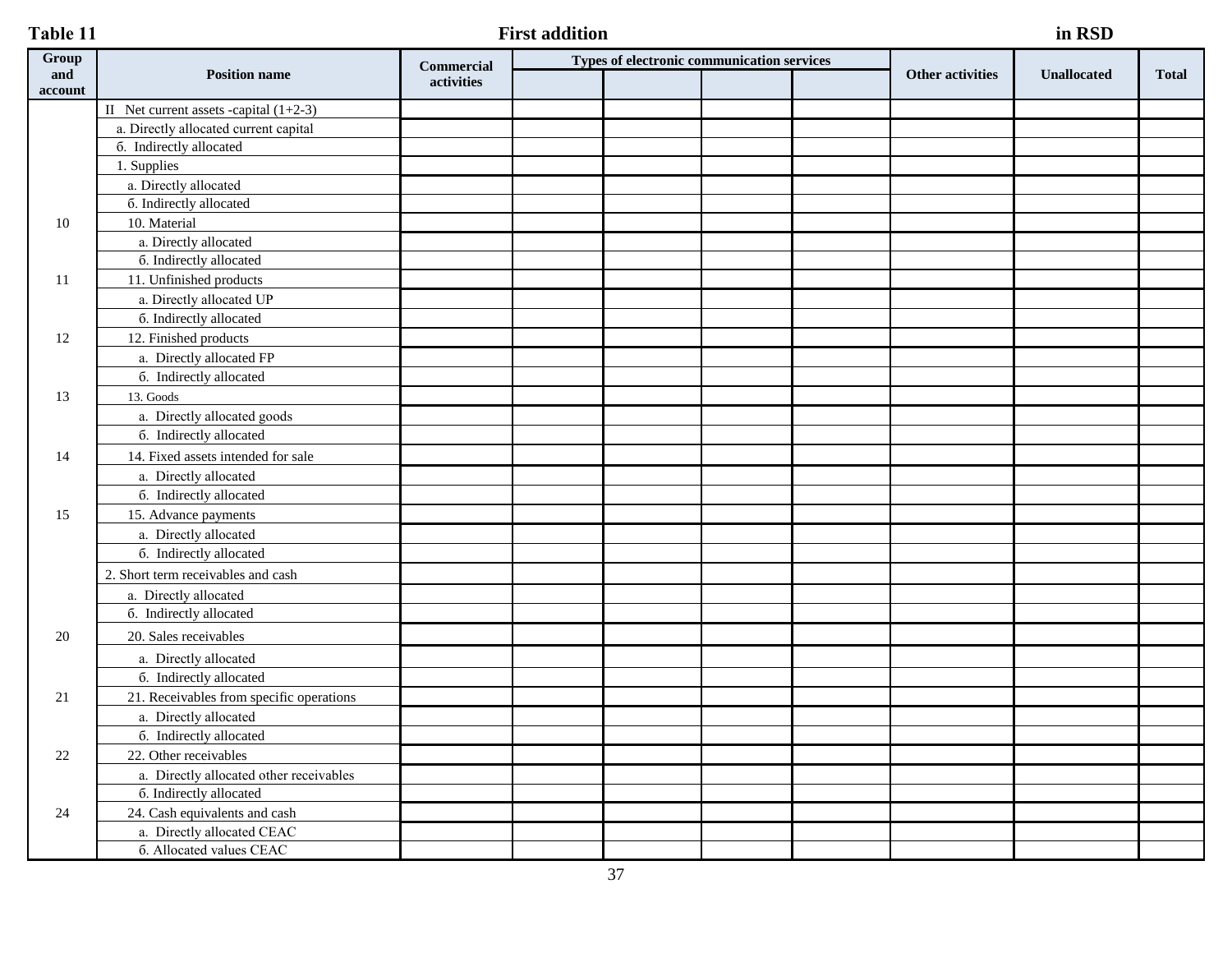**Table 11** **First addition** **in RSD**

| Group and account | Position name | Commercial activities | Types of electronic communication services | | | | Other activities | Unallocated | Total |
|---|---|---|---|---|---|---|---|---|---|
| | | | | | | | | | |
| | II Net current assets -capital (1+2-3) | | | | | | | | |
| | a. Directly allocated current capital | | | | | | | | |
| | б. Indirectly allocated | | | | | | | | |
| | 1. Supplies | | | | | | | | |
| | a. Directly allocated | | | | | | | | |
| | б. Indirectly allocated | | | | | | | | |
| 10 | 10. Material | | | | | | | | |
| | a. Directly allocated | | | | | | | | |
| | б. Indirectly allocated | | | | | | | | |
| 11 | 11. Unfinished products | | | | | | | | |
| | a. Directly allocated UP | | | | | | | | |
| | б. Indirectly allocated | | | | | | | | |
| 12 | 12. Finished products | | | | | | | | |
| | a. Directly allocated FP | | | | | | | | |
| | б. Indirectly allocated | | | | | | | | |
| 13 | 13. Goods | | | | | | | | |
| | a. Directly allocated goods | | | | | | | | |
| | б. Indirectly allocated | | | | | | | | |
| 14 | 14. Fixed assets intended for sale | | | | | | | | |
| | a. Directly allocated | | | | | | | | |
| | б. Indirectly allocated | | | | | | | | |
| 15 | 15. Advance payments | | | | | | | | |
| | a. Directly allocated | | | | | | | | |
| | б. Indirectly allocated | | | | | | | | |
| | 2. Short term receivables and cash | | | | | | | | |
| | a. Directly allocated | | | | | | | | |
| | б. Indirectly allocated | | | | | | | | |
| 20 | 20. Sales receivables | | | | | | | | |
| | a. Directly allocated | | | | | | | | |
| | б. Indirectly allocated | | | | | | | | |
| 21 | 21. Receivables from specific operations | | | | | | | | |
| | a. Directly allocated | | | | | | | | |
| | б. Indirectly allocated | | | | | | | | |
| 22 | 22. Other receivables | | | | | | | | |
| | a. Directly allocated other receivables | | | | | | | | |
| | б. Indirectly allocated | | | | | | | | |
| 24 | 24. Cash equivalents and cash | | | | | | | | |
| | a. Directly allocated CEAC | | | | | | | | |
| | б. Allocated values CEAC | | | | | | | | |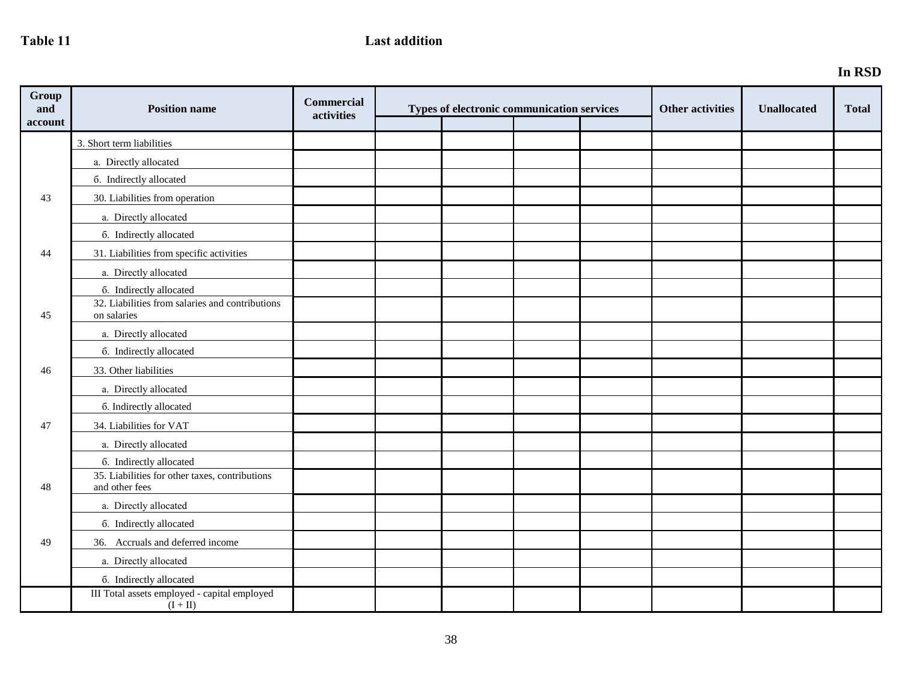**Table 11** **Last addition**

**In RSD**

| Group and account | Position name | Commercial activities | Types of electronic communication services | | | | Other activities | Unallocated | Total |
|---|---|---|---|---|---|---|---|---|---|
| | | | | | | | | | |
| | 3. Short term liabilities | | | | | | | | |
| | a. Directly allocated | | | | | | | | |
| | б. Indirectly allocated | | | | | | | | |
| 43 | 30. Liabilities from operation | | | | | | | | |
| | a. Directly allocated | | | | | | | | |
| | б. Indirectly allocated | | | | | | | | |
| 44 | 31. Liabilities from specific activities | | | | | | | | |
| | a. Directly allocated | | | | | | | | |
| | б. Indirectly allocated | | | | | | | | |
| 45 | 32. Liabilities from salaries and contributions on salaries | | | | | | | | |
| | a. Directly allocated | | | | | | | | |
| | б. Indirectly allocated | | | | | | | | |
| 46 | 33. Other liabilities | | | | | | | | |
| | a. Directly allocated | | | | | | | | |
| | б. Indirectly allocated | | | | | | | | |
| 47 | 34. Liabilities for VAT | | | | | | | | |
| | a. Directly allocated | | | | | | | | |
| | б. Indirectly allocated | | | | | | | | |
| 48 | 35. Liabilities for other taxes, contributions and other fees | | | | | | | | |
| | a. Directly allocated | | | | | | | | |
| | б. Indirectly allocated | | | | | | | | |
| 49 | 36. Accruals and deferred income | | | | | | | | |
| | a. Directly allocated | | | | | | | | |
| | б. Indirectly allocated | | | | | | | | |
| | III Total assets employed - capital employed (I + II) | | | | | | | | |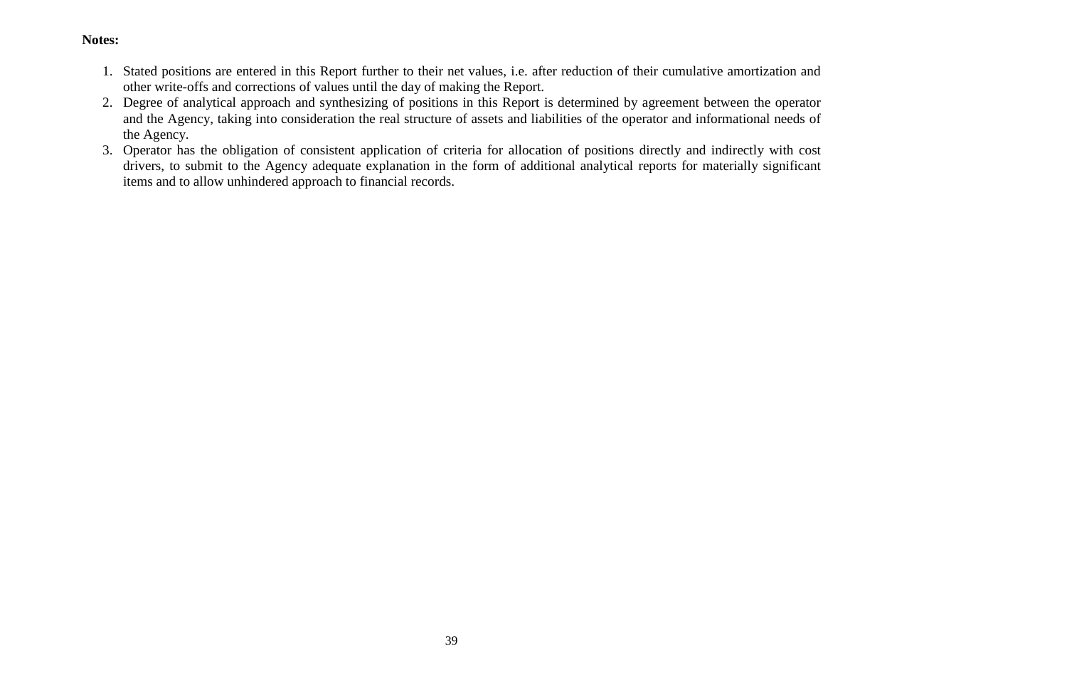**Notes:**

1. Stated positions are entered in this Report further to their net values, i.e. after reduction of their cumulative amortization and other write-offs and corrections of values until the day of making the Report.
2. Degree of analytical approach and synthesizing of positions in this Report is determined by agreement between the operator and the Agency, taking into consideration the real structure of assets and liabilities of the operator and informational needs of the Agency.
3. Operator has the obligation of consistent application of criteria for allocation of positions directly and indirectly with cost drivers, to submit to the Agency adequate explanation in the form of additional analytical reports for materially significant items and to allow unhindered approach to financial records.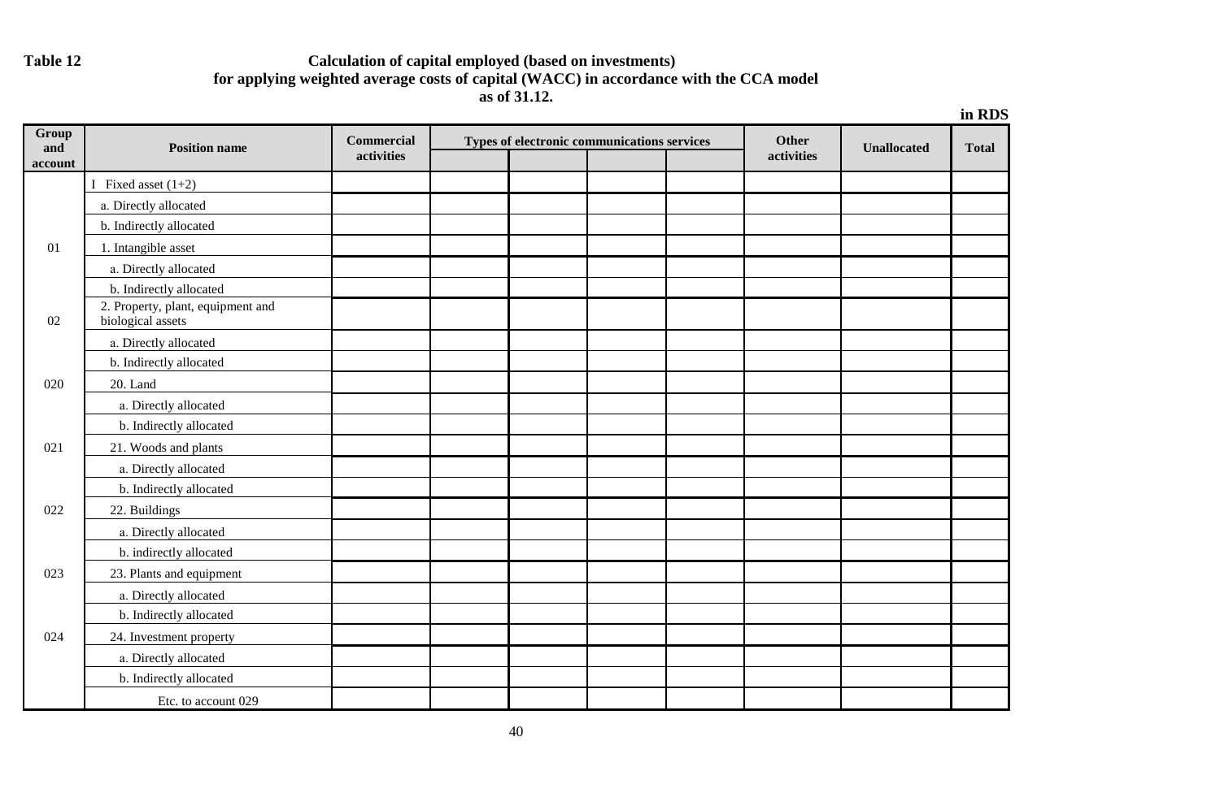**Table 12** **Calculation of capital employed (based on investments) for applying weighted average costs of capital (WACC) in accordance with the CCA model as of 31.12.**

in RDS

| Group and account | Position name | Commercial activities | Types of electronic communications services | | | | Other activities | Unallocated | Total |
|---|---|---|---|---|---|---|---|---|---|
| | | | | | | | | | |
| | I Fixed asset (1+2) | | | | | | | | |
| | a. Directly allocated | | | | | | | | |
| | b. Indirectly allocated | | | | | | | | |
| 01 | 1. Intangible asset | | | | | | | | |
| | a. Directly allocated | | | | | | | | |
| | b. Indirectly allocated | | | | | | | | |
| 02 | 2. Property, plant, equipment and biological assets | | | | | | | | |
| | a. Directly allocated | | | | | | | | |
| | b. Indirectly allocated | | | | | | | | |
| 020 | 20. Land | | | | | | | | |
| | a. Directly allocated | | | | | | | | |
| | b. Indirectly allocated | | | | | | | | |
| 021 | 21. Woods and plants | | | | | | | | |
| | a. Directly allocated | | | | | | | | |
| | b. Indirectly allocated | | | | | | | | |
| 022 | 22. Buildings | | | | | | | | |
| | a. Directly allocated | | | | | | | | |
| | b. indirectly allocated | | | | | | | | |
| 023 | 23. Plants and equipment | | | | | | | | |
| | a. Directly allocated | | | | | | | | |
| | b. Indirectly allocated | | | | | | | | |
| 024 | 24. Investment property | | | | | | | | |
| | a. Directly allocated | | | | | | | | |
| | b. Indirectly allocated | | | | | | | | |
| | Etc. to account 029 | | | | | | | | |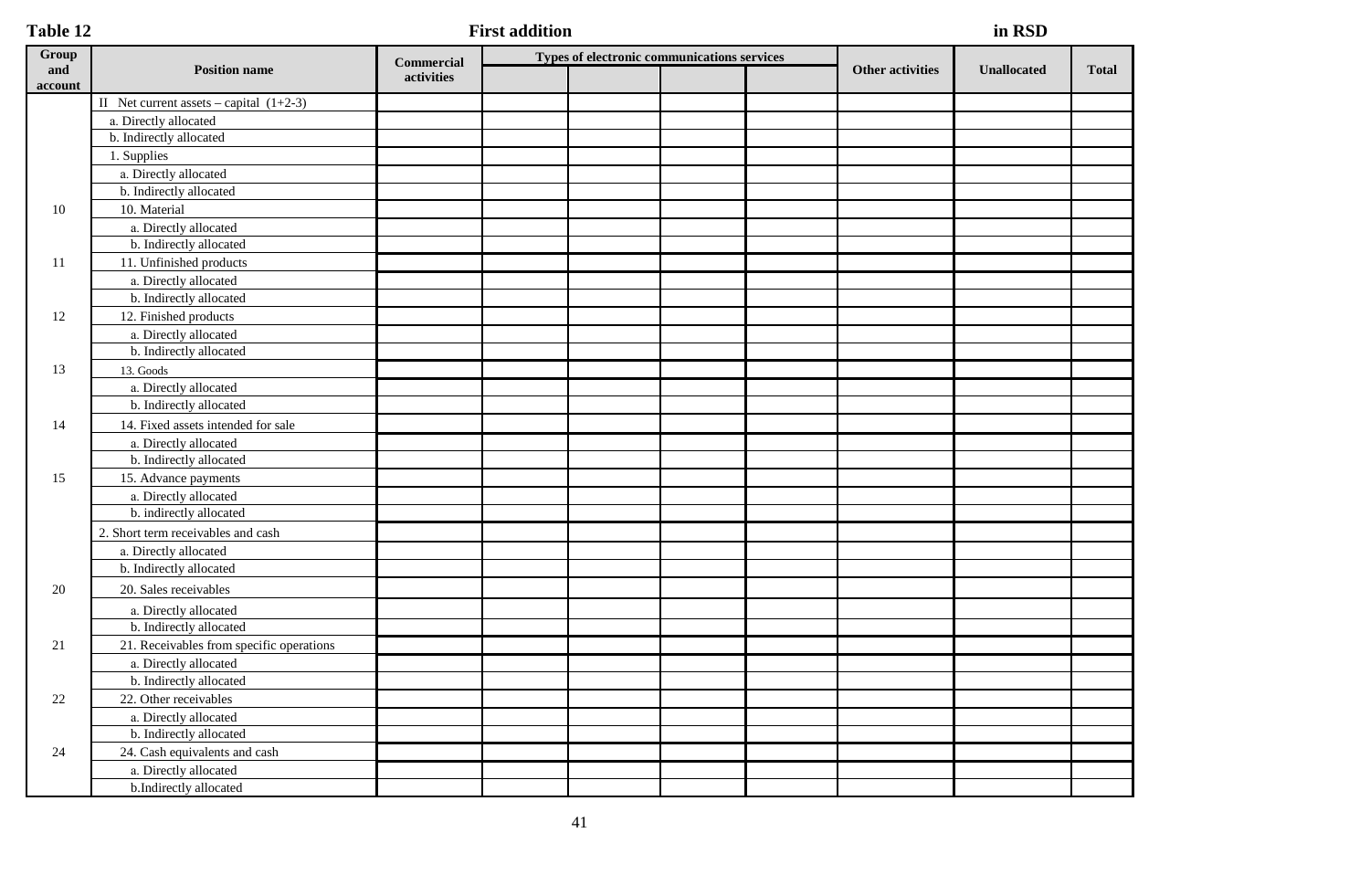**Table 12** **First addition** **in RSD**

| Group and account | Position name | Commercial activities | Types of electronic communications services | | | | Other activities | Unallocated | Total |
|---|---|---|---|---|---|---|---|---|---|
| | | | | | | | | | |
| | II Net current assets – capital (1+2-3) | | | | | | | | |
| | a. Directly allocated | | | | | | | | |
| | b. Indirectly allocated | | | | | | | | |
| | 1. Supplies | | | | | | | | |
| | a. Directly allocated | | | | | | | | |
| | b. Indirectly allocated | | | | | | | | |
| 10 | 10. Material | | | | | | | | |
| | a. Directly allocated | | | | | | | | |
| | b. Indirectly allocated | | | | | | | | |
| 11 | 11. Unfinished products | | | | | | | | |
| | a. Directly allocated | | | | | | | | |
| | b. Indirectly allocated | | | | | | | | |
| 12 | 12. Finished products | | | | | | | | |
| | a. Directly allocated | | | | | | | | |
| | b. Indirectly allocated | | | | | | | | |
| 13 | 13. Goods | | | | | | | | |
| | a. Directly allocated | | | | | | | | |
| | b. Indirectly allocated | | | | | | | | |
| 14 | 14. Fixed assets intended for sale | | | | | | | | |
| | a. Directly allocated | | | | | | | | |
| | b. Indirectly allocated | | | | | | | | |
| 15 | 15. Advance payments | | | | | | | | |
| | a. Directly allocated | | | | | | | | |
| | b. indirectly allocated | | | | | | | | |
| | 2. Short term receivables and cash | | | | | | | | |
| | a. Directly allocated | | | | | | | | |
| | b. Indirectly allocated | | | | | | | | |
| 20 | 20. Sales receivables | | | | | | | | |
| | a. Directly allocated | | | | | | | | |
| | b. Indirectly allocated | | | | | | | | |
| 21 | 21. Receivables from specific operations | | | | | | | | |
| | a. Directly allocated | | | | | | | | |
| | b. Indirectly allocated | | | | | | | | |
| 22 | 22. Other receivables | | | | | | | | |
| | a. Directly allocated | | | | | | | | |
| | b. Indirectly allocated | | | | | | | | |
| 24 | 24. Cash equivalents and cash | | | | | | | | |
| | a. Directly allocated | | | | | | | | |
| | b.Indirectly allocated | | | | | | | | |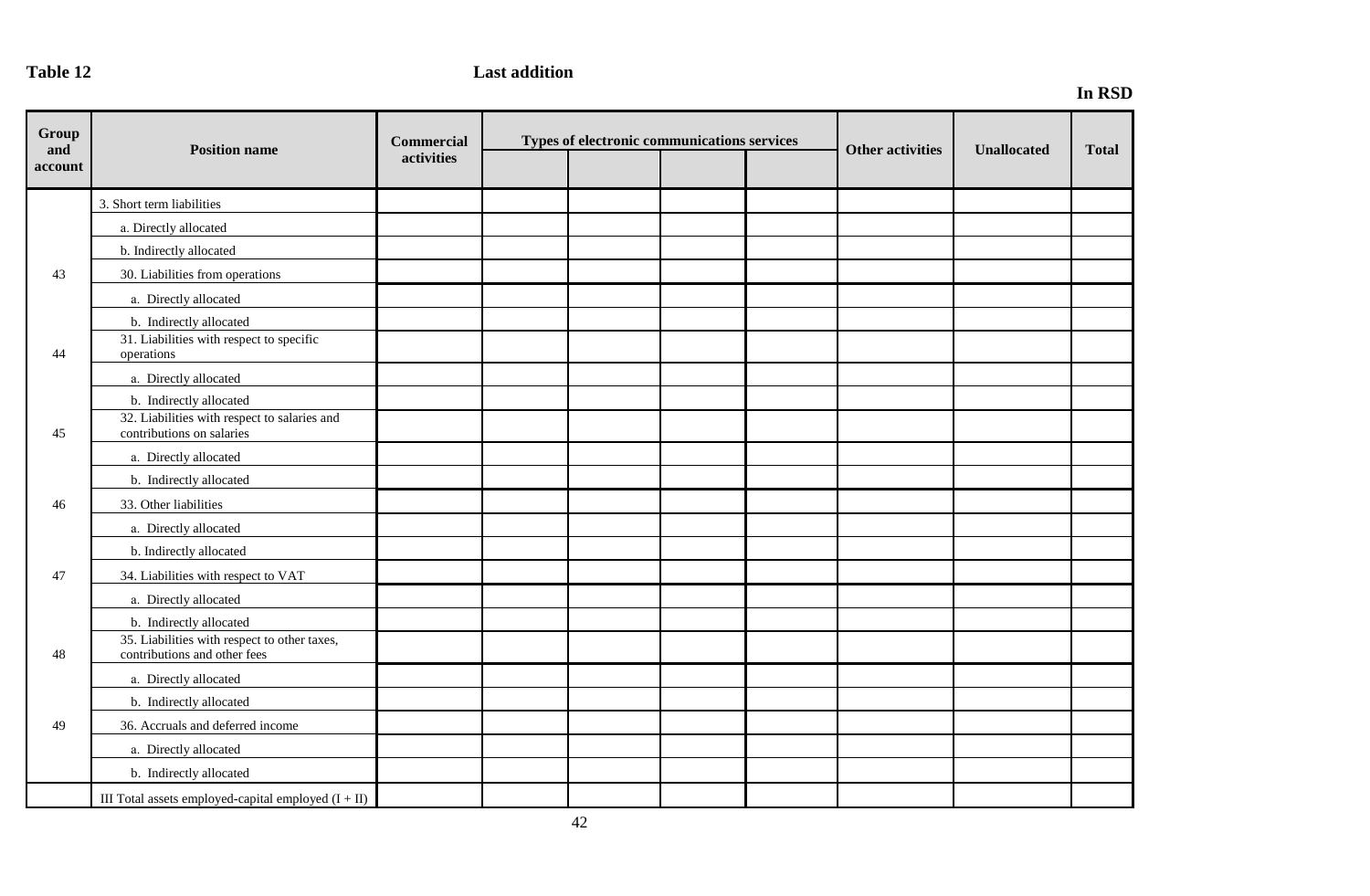**Table 12** **Last addition**

**In RSD**

| Group and account | Position name | Commercial activities | Types of electronic communications services | | | | Other activities | Unallocated | Total |
|---|---|---|---|---|---|---|---|---|---|
| | | | | | | | | | |
| | 3. Short term liabilities | | | | | | | | |
| | a. Directly allocated | | | | | | | | |
| | b. Indirectly allocated | | | | | | | | |
| 43 | 30. Liabilities from operations | | | | | | | | |
| | a. Directly allocated | | | | | | | | |
| | b. Indirectly allocated | | | | | | | | |
| 44 | 31. Liabilities with respect to specific operations | | | | | | | | |
| | a. Directly allocated | | | | | | | | |
| | b. Indirectly allocated | | | | | | | | |
| 45 | 32. Liabilities with respect to salaries and contributions on salaries | | | | | | | | |
| | a. Directly allocated | | | | | | | | |
| | b. Indirectly allocated | | | | | | | | |
| 46 | 33. Other liabilities | | | | | | | | |
| | a. Directly allocated | | | | | | | | |
| | b. Indirectly allocated | | | | | | | | |
| 47 | 34. Liabilities with respect to VAT | | | | | | | | |
| | a. Directly allocated | | | | | | | | |
| | b. Indirectly allocated | | | | | | | | |
| 48 | 35. Liabilities with respect to other taxes, contributions and other fees | | | | | | | | |
| | a. Directly allocated | | | | | | | | |
| | b. Indirectly allocated | | | | | | | | |
| 49 | 36. Accruals and deferred income | | | | | | | | |
| | a. Directly allocated | | | | | | | | |
| | b. Indirectly allocated | | | | | | | | |
| | III Total assets employed-capital employed (I + II) | | | | | | | | |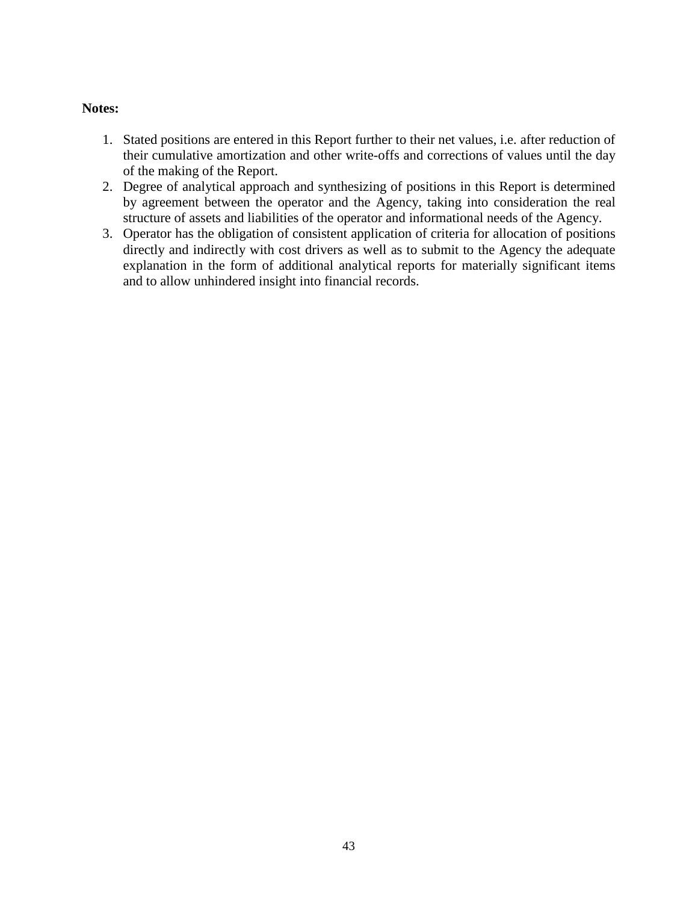**Notes:**

1. Stated positions are entered in this Report further to their net values, i.e. after reduction of their cumulative amortization and other write-offs and corrections of values until the day of the making of the Report.
2. Degree of analytical approach and synthesizing of positions in this Report is determined by agreement between the operator and the Agency, taking into consideration the real structure of assets and liabilities of the operator and informational needs of the Agency.
3. Operator has the obligation of consistent application of criteria for allocation of positions directly and indirectly with cost drivers as well as to submit to the Agency the adequate explanation in the form of additional analytical reports for materially significant items and to allow unhindered insight into financial records.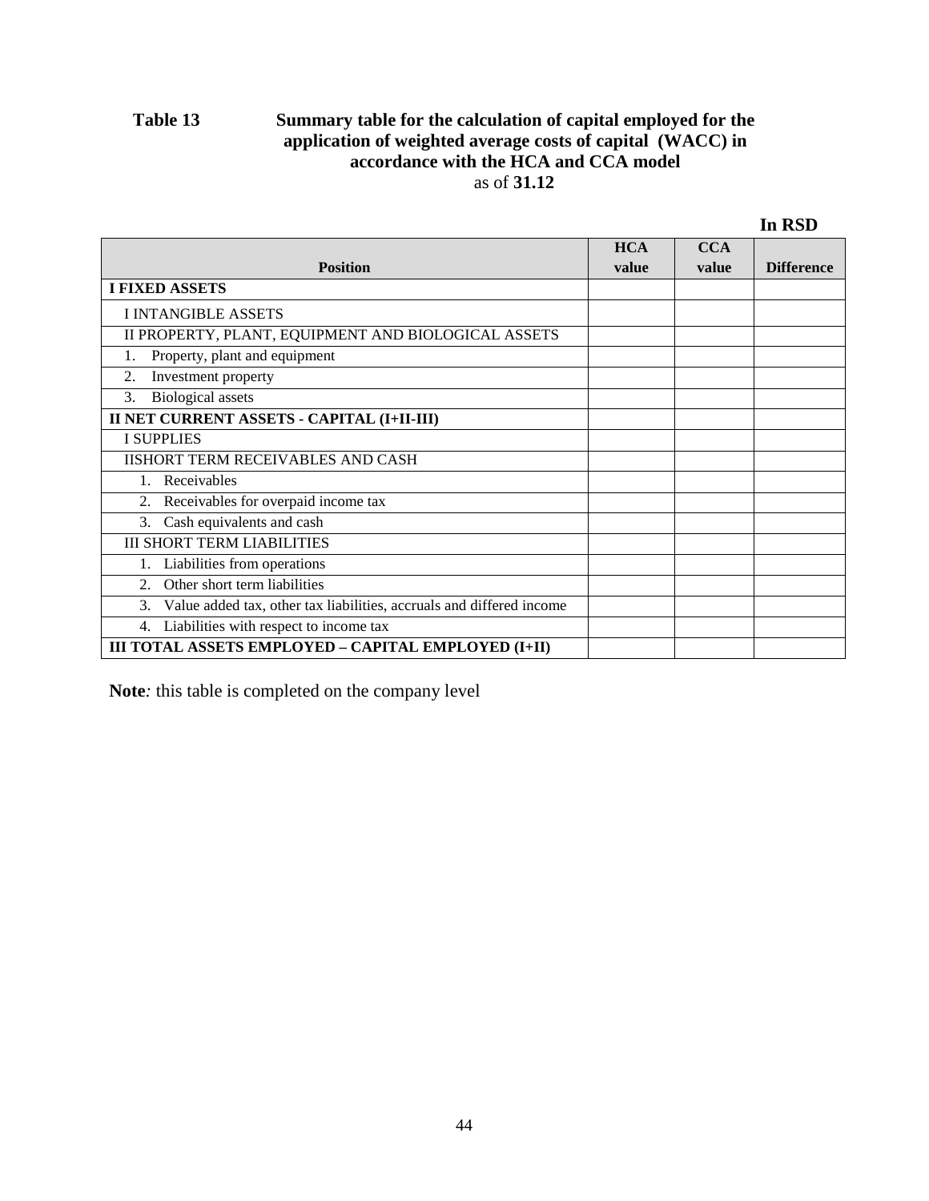**Table 13 Summary table for the calculation of capital employed for the application of weighted average costs of capital (WACC) in accordance with the HCA and CCA model**

as of **31.12**

**In RSD**

| Position | HCA value | CCA value | Difference |
|---|---|---|---|
| **I FIXED ASSETS** | | | |
| I INTANGIBLE ASSETS | | | |
| II PROPERTY, PLANT, EQUIPMENT AND BIOLOGICAL ASSETS | | | |
| 1. Property, plant and equipment | | | |
| 2. Investment property | | | |
| 3. Biological assets | | | |
| **II NET CURRENT ASSETS - CAPITAL (I+II-III)** | | | |
| I SUPPLIES | | | |
| IISHORT TERM RECEIVABLES AND CASH | | | |
| 1. Receivables | | | |
| 2. Receivables for overpaid income tax | | | |
| 3. Cash equivalents and cash | | | |
| III SHORT TERM LIABILITIES | | | |
| 1. Liabilities from operations | | | |
| 2. Other short term liabilities | | | |
| 3. Value added tax, other tax liabilities, accruals and differed income | | | |
| 4. Liabilities with respect to income tax | | | |
| **III TOTAL ASSETS EMPLOYED – CAPITAL EMPLOYED (I+II)** | | | |

**Note***:* this table is completed on the company level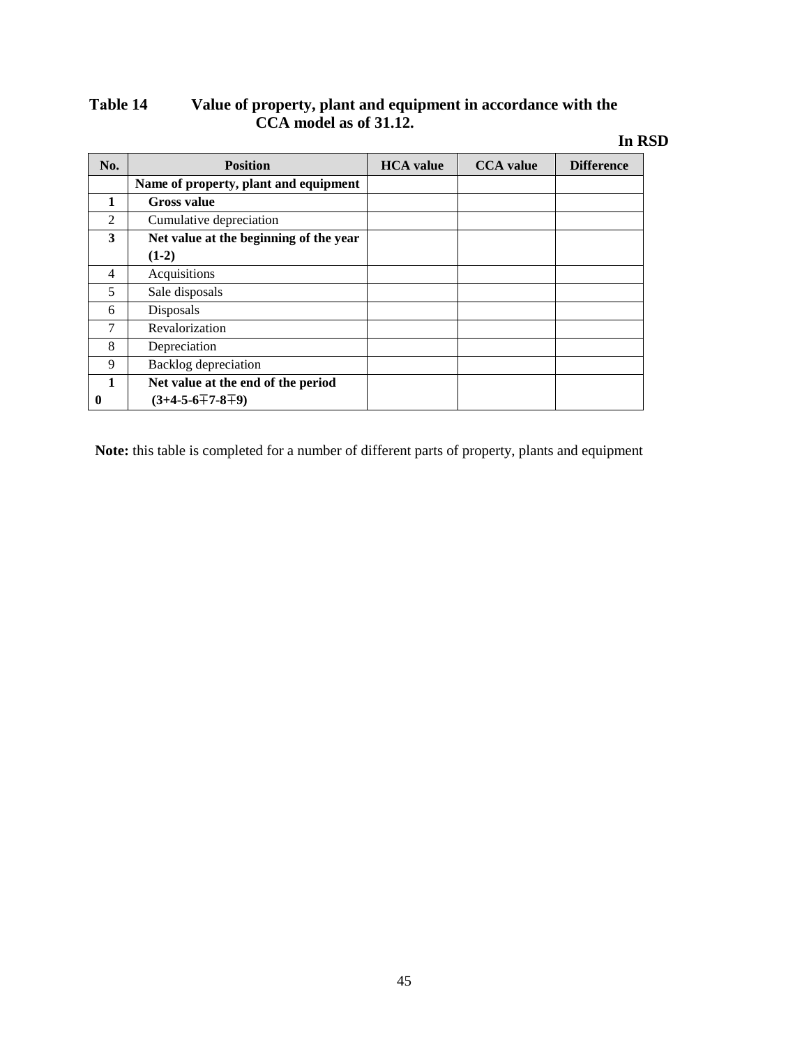**Table 14 Value of property, plant and equipment in accordance with the CCA model as of 31.12.**

**In RSD**

| No. | Position | HCA value | CCA value | Difference |
|---|---|---|---|---|
| | **Name of property, plant and equipment** | | | |
| **1** | **Gross value** | | | |
| 2 | Cumulative depreciation | | | |
| **3** | **Net value at the beginning of the year (1-2)** | | | |
| 4 | Acquisitions | | | |
| 5 | Sale disposals | | | |
| 6 | Disposals | | | |
| 7 | Revalorization | | | |
| 8 | Depreciation | | | |
| 9 | Backlog depreciation | | | |
| **10** | **Net value at the end of the period (3+4-5-6∓7-8∓9)** | | | |

**Note:** this table is completed for a number of different parts of property, plants and equipment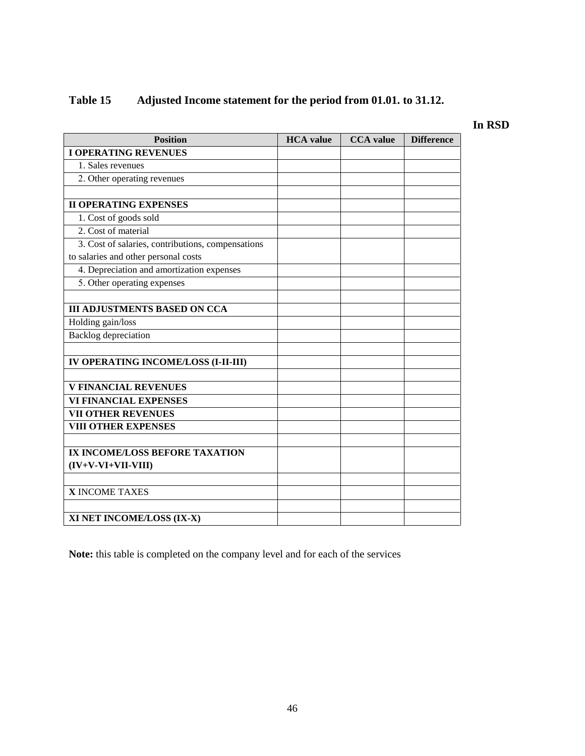**Table 15 Adjusted Income statement for the period from 01.01. to 31.12.**

**In RSD**

| Position | HCA value | CCA value | Difference |
|---|---|---|---|
| **I OPERATING REVENUES** | | | |
| 1. Sales revenues | | | |
| 2. Other operating revenues | | | |
| | | | |
| **II OPERATING EXPENSES** | | | |
| 1. Cost of goods sold | | | |
| 2. Cost of material | | | |
| 3. Cost of salaries, contributions, compensations to salaries and other personal costs | | | |
| 4. Depreciation and amortization expenses | | | |
| 5. Other operating expenses | | | |
| | | | |
| **III ADJUSTMENTS BASED ON CCA** | | | |
| Holding gain/loss | | | |
| Backlog depreciation | | | |
| | | | |
| **IV OPERATING INCOME/LOSS (I-II-III)** | | | |
| | | | |
| **V FINANCIAL REVENUES** | | | |
| **VI FINANCIAL EXPENSES** | | | |
| **VII OTHER REVENUES** | | | |
| **VIII OTHER EXPENSES** | | | |
| | | | |
| **IX INCOME/LOSS BEFORE TAXATION (IV+V-VI+VII-VIII)** | | | |
| | | | |
| **X** INCOME TAXES | | | |
| | | | |
| **XI NET INCOME/LOSS (IX-X)** | | | |

**Note:** this table is completed on the company level and for each of the services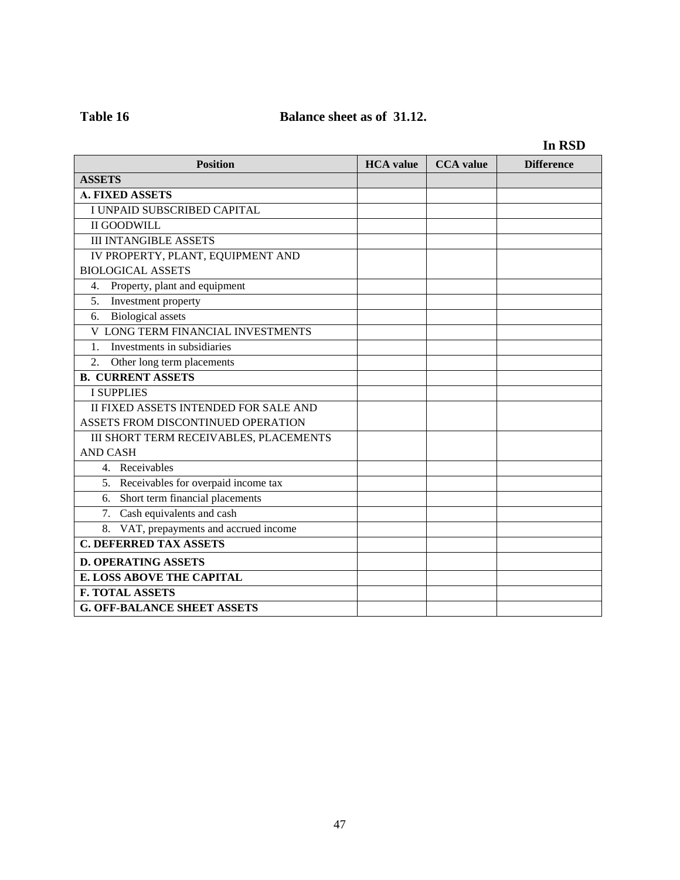**Table 16** **Balance sheet as of 31.12.**

**In RSD**

| Position | HCA value | CCA value | Difference |
|---|---|---|---|
| **ASSETS** | | | |
| **A. FIXED ASSETS** | | | |
| I UNPAID SUBSCRIBED CAPITAL | | | |
| II GOODWILL | | | |
| III INTANGIBLE ASSETS | | | |
| IV PROPERTY, PLANT, EQUIPMENT AND BIOLOGICAL ASSETS | | | |
| 4. Property, plant and equipment | | | |
| 5. Investment property | | | |
| 6. Biological assets | | | |
| V LONG TERM FINANCIAL INVESTMENTS | | | |
| 1. Investments in subsidiaries | | | |
| 2. Other long term placements | | | |
| **B. CURRENT ASSETS** | | | |
| I SUPPLIES | | | |
| II FIXED ASSETS INTENDED FOR SALE AND ASSETS FROM DISCONTINUED OPERATION | | | |
| III SHORT TERM RECEIVABLES, PLACEMENTS AND CASH | | | |
| 4. Receivables | | | |
| 5. Receivables for overpaid income tax | | | |
| 6. Short term financial placements | | | |
| 7. Cash equivalents and cash | | | |
| 8. VAT, prepayments and accrued income | | | |
| **C. DEFERRED TAX ASSETS** | | | |
| **D. OPERATING ASSETS** | | | |
| **E. LOSS ABOVE THE CAPITAL** | | | |
| **F. TOTAL ASSETS** | | | |
| **G. OFF-BALANCE SHEET ASSETS** | | | |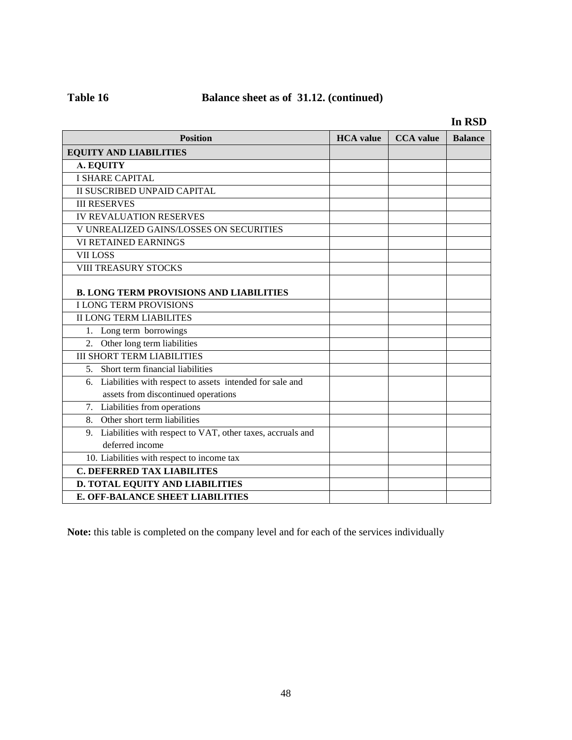**Table 16 Balance sheet as of 31.12. (continued)**

**In RSD**

| Position | HCA value | CCA value | Balance |
|---|---|---|---|
| **EQUITY AND LIABILITIES** | | | |
| **A. EQUITY** | | | |
| I SHARE CAPITAL | | | |
| II SUSCRIBED UNPAID CAPITAL | | | |
| III RESERVES | | | |
| IV REVALUATION RESERVES | | | |
| V UNREALIZED GAINS/LOSSES ON SECURITIES | | | |
| VI RETAINED EARNINGS | | | |
| VII LOSS | | | |
| VIII TREASURY STOCKS | | | |
| **B. LONG TERM PROVISIONS AND LIABILITIES** | | | |
| I LONG TERM PROVISIONS | | | |
| II LONG TERM LIABILITES | | | |
| 1. Long term borrowings | | | |
| 2. Other long term liabilities | | | |
| III SHORT TERM LIABILITIES | | | |
| 5. Short term financial liabilities | | | |
| 6. Liabilities with respect to assets intended for sale and assets from discontinued operations | | | |
| 7. Liabilities from operations | | | |
| 8. Other short term liabilities | | | |
| 9. Liabilities with respect to VAT, other taxes, accruals and deferred income | | | |
| 10. Liabilities with respect to income tax | | | |
| **C. DEFERRED TAX LIABILITES** | | | |
| **D. TOTAL EQUITY AND LIABILITIES** | | | |
| **E. OFF-BALANCE SHEET LIABILITIES** | | | |

**Note:** this table is completed on the company level and for each of the services individually